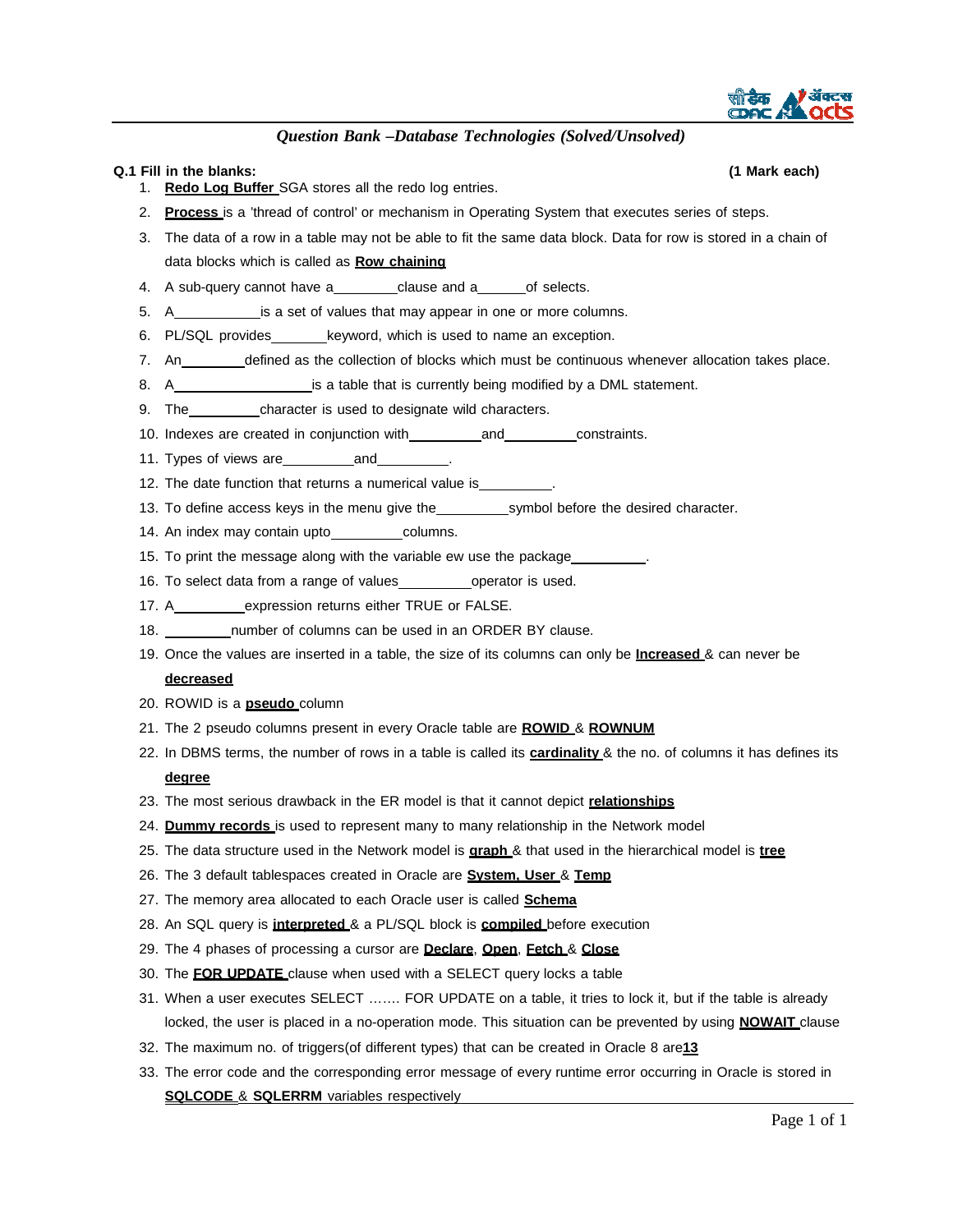## *Question Bank –Database Technologies (Solved/Unsolved)*

**Q.1 Fill in the blanks: (1 Mark each)**

1. **Redo Log Buffer** SGA stores all the redo log entries.
2. **Process** is a 'thread of control' or mechanism in Operating System that executes series of steps.
3. The data of a row in a table may not be able to fit the same data block. Data for row is stored in a chain of data blocks which is called as **Row chaining**
4. A sub-query cannot have a________clause and a______of selects.
5. A___________is a set of values that may appear in one or more columns.
6. PL/SQL provides_______keyword, which is used to name an exception.
7. An________defined as the collection of blocks which must be continuous whenever allocation takes place.
8. A__________________is a table that is currently being modified by a DML statement.
9. The_________character is used to designate wild characters.
10. Indexes are created in conjunction with_________and_________constraints.
11. Types of views are_________and_________.
12. The date function that returns a numerical value is_________.
13. To define access keys in the menu give the_________symbol before the desired character.
14. An index may contain upto_________columns.
15. To print the message along with the variable ew use the package_________.
16. To select data from a range of values_________operator is used.
17. A_________expression returns either TRUE or FALSE.
18. ________number of columns can be used in an ORDER BY clause.
19. Once the values are inserted in a table, the size of its columns can only be **Increased** & can never be **decreased**
20. ROWID is a **pseudo** column
21. The 2 pseudo columns present in every Oracle table are **ROWID** & **ROWNUM**
22. In DBMS terms, the number of rows in a table is called its **cardinality** & the no. of columns it has defines its **degree**
23. The most serious drawback in the ER model is that it cannot depict **relationships**
24. **Dummy records** is used to represent many to many relationship in the Network model
25. The data structure used in the Network model is **graph** & that used in the hierarchical model is **tree**
26. The 3 default tablespaces created in Oracle are **System, User** & **Temp**
27. The memory area allocated to each Oracle user is called **Schema**
28. An SQL query is **interpreted** & a PL/SQL block is **compiled** before execution
29. The 4 phases of processing a cursor are **Declare**, **Open**, **Fetch** & **Close**
30. The **FOR UPDATE** clause when used with a SELECT query locks a table
31. When a user executes SELECT ……. FOR UPDATE on a table, it tries to lock it, but if the table is already locked, the user is placed in a no-operation mode. This situation can be prevented by using **NOWAIT** clause
32. The maximum no. of triggers(of different types) that can be created in Oracle 8 are**13**
33. The error code and the corresponding error message of every runtime error occurring in Oracle is stored in **SQLCODE** & **SQLERRM** variables respectively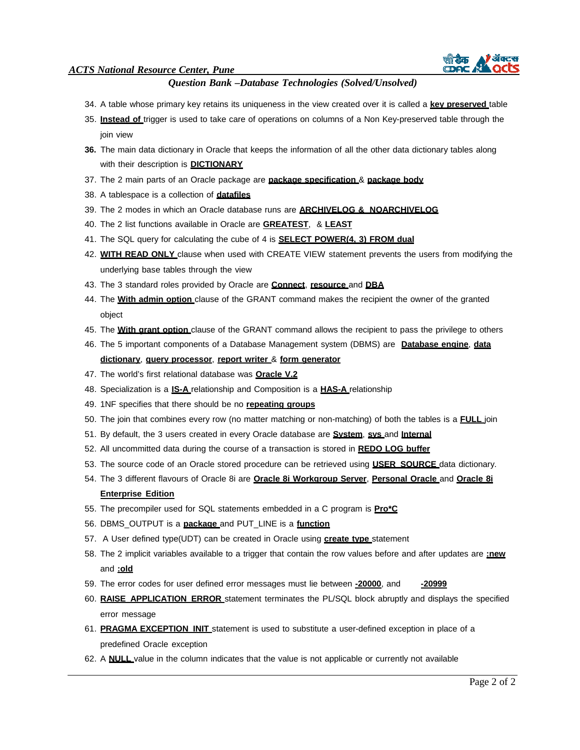34. A table whose primary key retains its uniqueness in the view created over it is called a **key preserved** table
35. **Instead of** trigger is used to take care of operations on columns of a Non Key-preserved table through the join view
36. The main data dictionary in Oracle that keeps the information of all the other data dictionary tables along with their description is **DICTIONARY**
37. The 2 main parts of an Oracle package are **package specification** & **package body**
38. A tablespace is a collection of **datafiles**
39. The 2 modes in which an Oracle database runs are **ARCHIVELOG & NOARCHIVELOG**
40. The 2 list functions available in Oracle are **GREATEST**, & **LEAST**
41. The SQL query for calculating the cube of 4 is **SELECT POWER(4, 3) FROM dual**
42. **WITH READ ONLY** clause when used with CREATE VIEW statement prevents the users from modifying the underlying base tables through the view
43. The 3 standard roles provided by Oracle are **Connect**, **resource** and **DBA**
44. The **With admin option** clause of the GRANT command makes the recipient the owner of the granted object
45. The **With grant option** clause of the GRANT command allows the recipient to pass the privilege to others
46. The 5 important components of a Database Management system (DBMS) are **Database engine**, **data dictionary**, **query processor**, **report writer** & **form generator**
47. The world's first relational database was **Oracle V.2**
48. Specialization is a **IS-A** relationship and Composition is a **HAS-A** relationship
49. 1NF specifies that there should be no **repeating groups**
50. The join that combines every row (no matter matching or non-matching) of both the tables is a **FULL** join
51. By default, the 3 users created in every Oracle database are **System**, **sys** and **Internal**
52. All uncommitted data during the course of a transaction is stored in **REDO LOG buffer**
53. The source code of an Oracle stored procedure can be retrieved using **USER_SOURCE** data dictionary.
54. The 3 different flavours of Oracle 8i are **Oracle 8i Workgroup Server**, **Personal Oracle** and **Oracle 8i Enterprise Edition**
55. The precompiler used for SQL statements embedded in a C program is **Pro*C**
56. DBMS_OUTPUT is a **package** and PUT_LINE is a **function**
57. A User defined type(UDT) can be created in Oracle using **create type** statement
58. The 2 implicit variables available to a trigger that contain the row values before and after updates are **:new** and **:old**
59. The error codes for user defined error messages must lie between **-20000**, and **-20999**
60. **RAISE_APPLICATION_ERROR** statement terminates the PL/SQL block abruptly and displays the specified error message
61. **PRAGMA EXCEPTION_INIT** statement is used to substitute a user-defined exception in place of a predefined Oracle exception
62. A **NULL** value in the column indicates that the value is not applicable or currently not available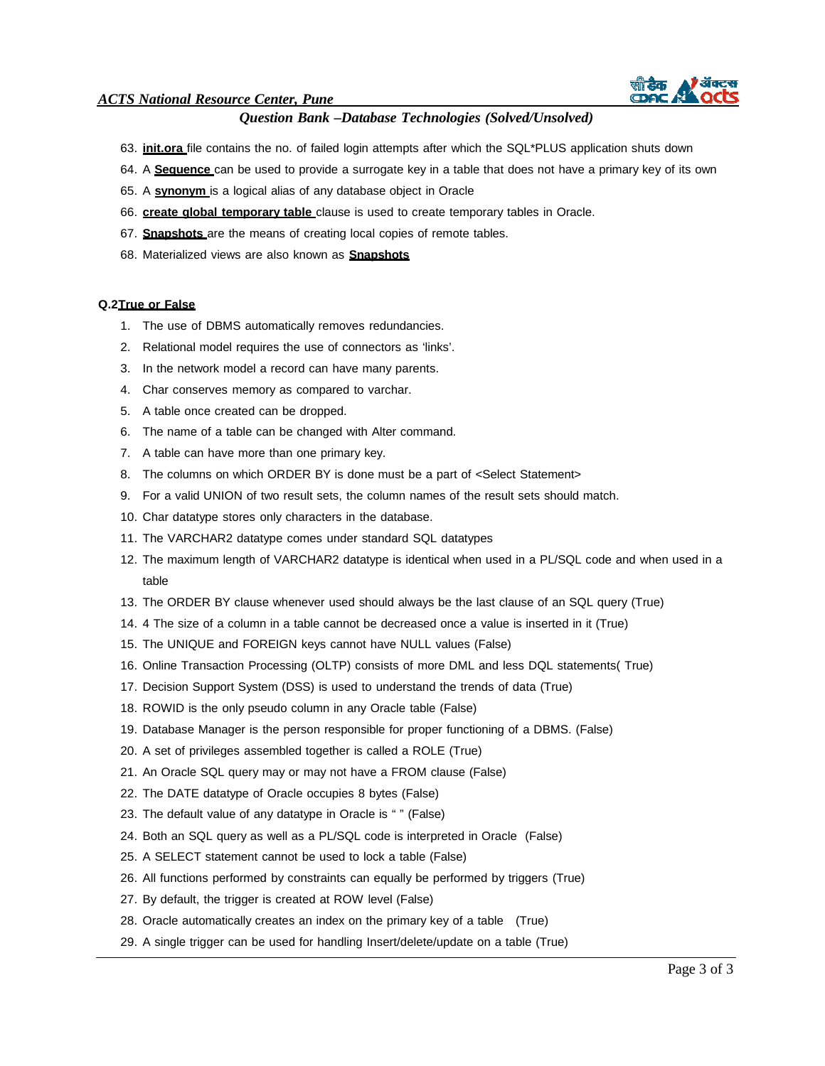63. **init.ora** file contains the no. of failed login attempts after which the SQL*PLUS application shuts down
64. A **Sequence** can be used to provide a surrogate key in a table that does not have a primary key of its own
65. A **synonym** is a logical alias of any database object in Oracle
66. **create global temporary table** clause is used to create temporary tables in Oracle.
67. **Snapshots** are the means of creating local copies of remote tables.
68. Materialized views are also known as **Snapshots**

**Q.2True or False**

1. The use of DBMS automatically removes redundancies.
2. Relational model requires the use of connectors as 'links'.
3. In the network model a record can have many parents.
4. Char conserves memory as compared to varchar.
5. A table once created can be dropped.
6. The name of a table can be changed with Alter command.
7. A table can have more than one primary key.
8. The columns on which ORDER BY is done must be a part of <Select Statement>
9. For a valid UNION of two result sets, the column names of the result sets should match.
10. Char datatype stores only characters in the database.
11. The VARCHAR2 datatype comes under standard SQL datatypes
12. The maximum length of VARCHAR2 datatype is identical when used in a PL/SQL code and when used in a table
13. The ORDER BY clause whenever used should always be the last clause of an SQL query (True)
14. 4 The size of a column in a table cannot be decreased once a value is inserted in it (True)
15. The UNIQUE and FOREIGN keys cannot have NULL values (False)
16. Online Transaction Processing (OLTP) consists of more DML and less DQL statements( True)
17. Decision Support System (DSS) is used to understand the trends of data (True)
18. ROWID is the only pseudo column in any Oracle table (False)
19. Database Manager is the person responsible for proper functioning of a DBMS. (False)
20. A set of privileges assembled together is called a ROLE (True)
21. An Oracle SQL query may or may not have a FROM clause (False)
22. The DATE datatype of Oracle occupies 8 bytes (False)
23. The default value of any datatype in Oracle is " " (False)
24. Both an SQL query as well as a PL/SQL code is interpreted in Oracle (False)
25. A SELECT statement cannot be used to lock a table (False)
26. All functions performed by constraints can equally be performed by triggers (True)
27. By default, the trigger is created at ROW level (False)
28. Oracle automatically creates an index on the primary key of a table (True)
29. A single trigger can be used for handling Insert/delete/update on a table (True)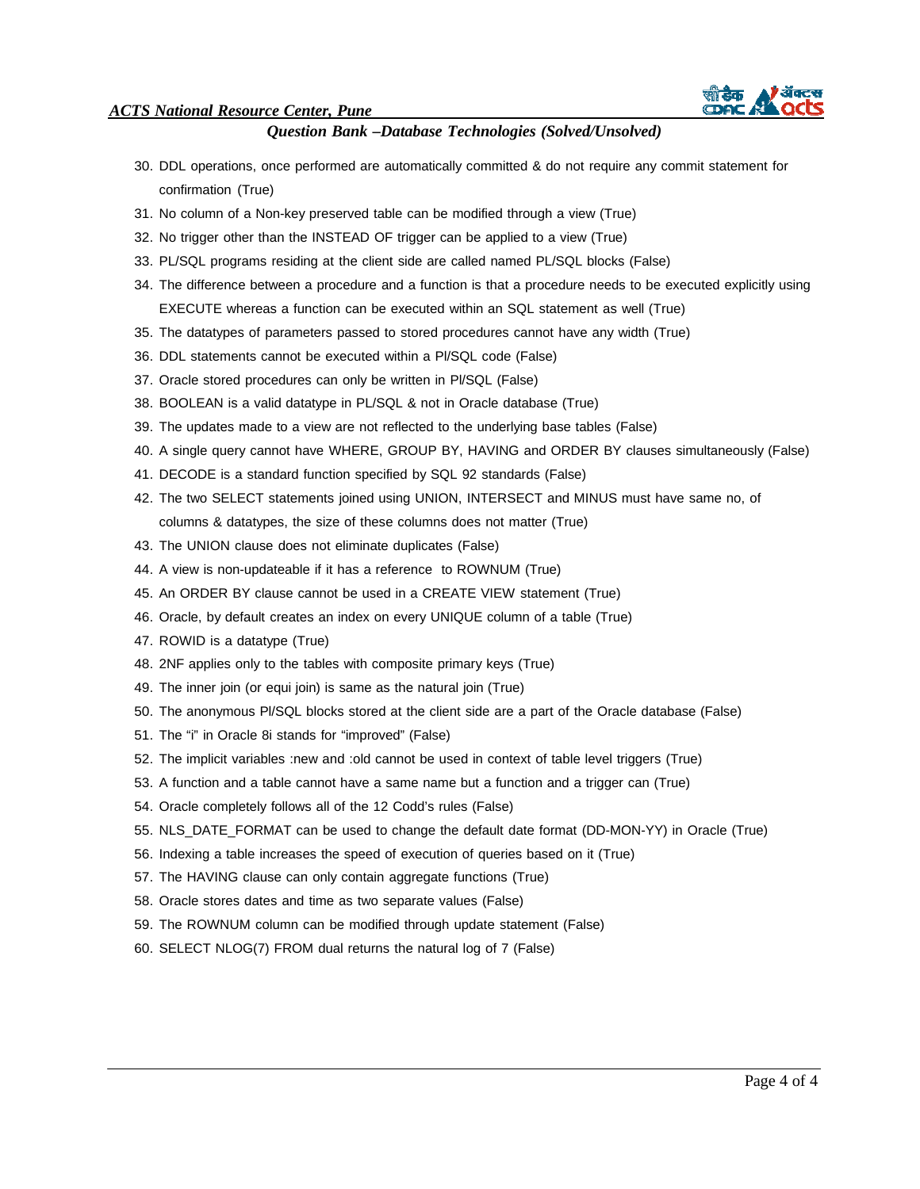30. DDL operations, once performed are automatically committed & do not require any commit statement for confirmation (True)
31. No column of a Non-key preserved table can be modified through a view (True)
32. No trigger other than the INSTEAD OF trigger can be applied to a view (True)
33. PL/SQL programs residing at the client side are called named PL/SQL blocks (False)
34. The difference between a procedure and a function is that a procedure needs to be executed explicitly using EXECUTE whereas a function can be executed within an SQL statement as well (True)
35. The datatypes of parameters passed to stored procedures cannot have any width (True)
36. DDL statements cannot be executed within a Pl/SQL code (False)
37. Oracle stored procedures can only be written in Pl/SQL (False)
38. BOOLEAN is a valid datatype in PL/SQL & not in Oracle database (True)
39. The updates made to a view are not reflected to the underlying base tables (False)
40. A single query cannot have WHERE, GROUP BY, HAVING and ORDER BY clauses simultaneously (False)
41. DECODE is a standard function specified by SQL 92 standards (False)
42. The two SELECT statements joined using UNION, INTERSECT and MINUS must have same no, of columns & datatypes, the size of these columns does not matter (True)
43. The UNION clause does not eliminate duplicates (False)
44. A view is non-updateable if it has a reference to ROWNUM (True)
45. An ORDER BY clause cannot be used in a CREATE VIEW statement (True)
46. Oracle, by default creates an index on every UNIQUE column of a table (True)
47. ROWID is a datatype (True)
48. 2NF applies only to the tables with composite primary keys (True)
49. The inner join (or equi join) is same as the natural join (True)
50. The anonymous Pl/SQL blocks stored at the client side are a part of the Oracle database (False)
51. The "i" in Oracle 8i stands for "improved" (False)
52. The implicit variables :new and :old cannot be used in context of table level triggers (True)
53. A function and a table cannot have a same name but a function and a trigger can (True)
54. Oracle completely follows all of the 12 Codd's rules (False)
55. NLS_DATE_FORMAT can be used to change the default date format (DD-MON-YY) in Oracle (True)
56. Indexing a table increases the speed of execution of queries based on it (True)
57. The HAVING clause can only contain aggregate functions (True)
58. Oracle stores dates and time as two separate values (False)
59. The ROWNUM column can be modified through update statement (False)
60. SELECT NLOG(7) FROM dual returns the natural log of 7 (False)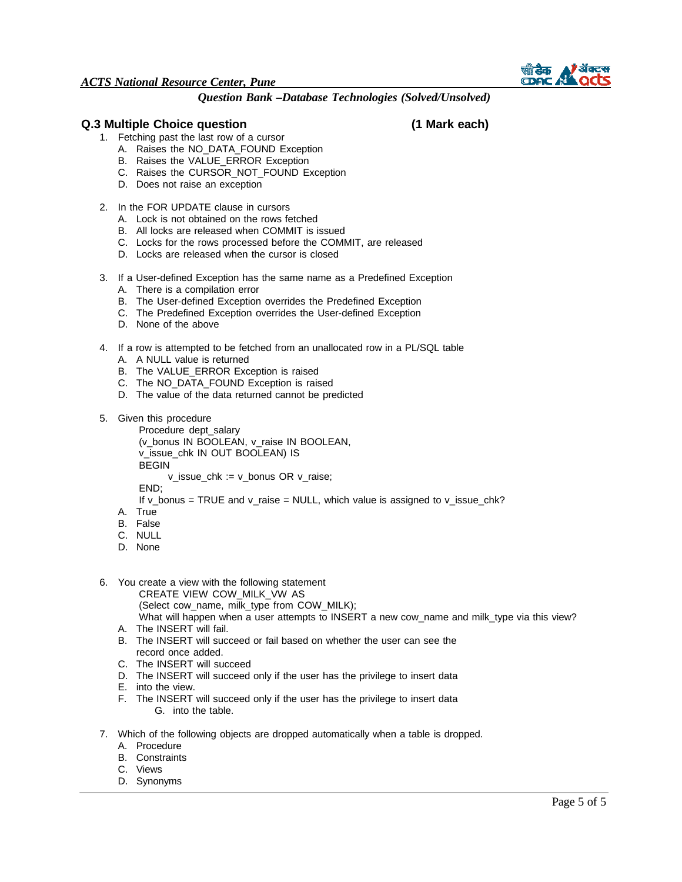## Q.3 Multiple Choice question (1 Mark each)

1. Fetching past the last row of a cursor
   - A. Raises the NO_DATA_FOUND Exception
   - B. Raises the VALUE_ERROR Exception
   - C. Raises the CURSOR_NOT_FOUND Exception
   - D. Does not raise an exception

2. In the FOR UPDATE clause in cursors
   - A. Lock is not obtained on the rows fetched
   - B. All locks are released when COMMIT is issued
   - C. Locks for the rows processed before the COMMIT, are released
   - D. Locks are released when the cursor is closed

3. If a User-defined Exception has the same name as a Predefined Exception
   - A. There is a compilation error
   - B. The User-defined Exception overrides the Predefined Exception
   - C. The Predefined Exception overrides the User-defined Exception
   - D. None of the above

4. If a row is attempted to be fetched from an unallocated row in a PL/SQL table
   - A. A NULL value is returned
   - B. The VALUE_ERROR Exception is raised
   - C. The NO_DATA_FOUND Exception is raised
   - D. The value of the data returned cannot be predicted

5. Given this procedure

   ```
   Procedure dept_salary
   (v_bonus IN BOOLEAN, v_raise IN BOOLEAN,
   v_issue_chk IN OUT BOOLEAN) IS
   BEGIN
           v_issue_chk := v_bonus OR v_raise;
   END;
   ```

   If v_bonus = TRUE and v_raise = NULL, which value is assigned to v_issue_chk?
   - A. True
   - B. False
   - C. NULL
   - D. None

6. You create a view with the following statement

   ```
   CREATE VIEW COW_MILK_VW AS
   (Select cow_name, milk_type from COW_MILK);
   ```

   What will happen when a user attempts to INSERT a new cow_name and milk_type via this view?
   - A. The INSERT will fail.
   - B. The INSERT will succeed or fail based on whether the user can see the record once added.
   - C. The INSERT will succeed
   - D. The INSERT will succeed only if the user has the privilege to insert data
   - E. into the view.
   - F. The INSERT will succeed only if the user has the privilege to insert data
     - G. into the table.

7. Which of the following objects are dropped automatically when a table is dropped.
   - A. Procedure
   - B. Constraints
   - C. Views
   - D. Synonyms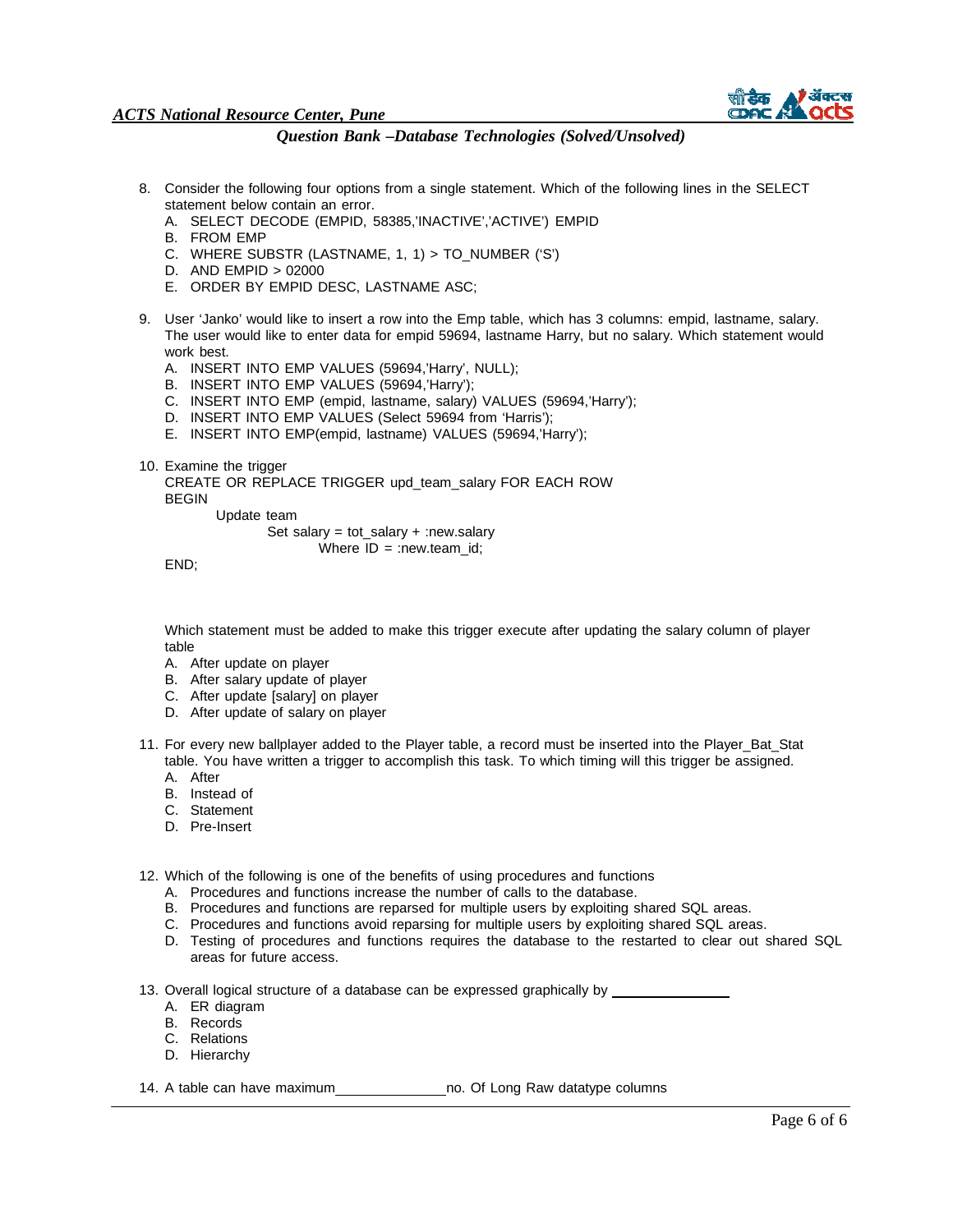8. Consider the following four options from a single statement. Which of the following lines in the SELECT statement below contain an error.
   A. SELECT DECODE (EMPID, 58385,'INACTIVE','ACTIVE') EMPID
   B. FROM EMP
   C. WHERE SUBSTR (LASTNAME, 1, 1) > TO_NUMBER ('S')
   D. AND EMPID > 02000
   E. ORDER BY EMPID DESC, LASTNAME ASC;

9. User 'Janko' would like to insert a row into the Emp table, which has 3 columns: empid, lastname, salary. The user would like to enter data for empid 59694, lastname Harry, but no salary. Which statement would work best.
   A. INSERT INTO EMP VALUES (59694,'Harry', NULL);
   B. INSERT INTO EMP VALUES (59694,'Harry');
   C. INSERT INTO EMP (empid, lastname, salary) VALUES (59694,'Harry');
   D. INSERT INTO EMP VALUES (Select 59694 from 'Harris');
   E. INSERT INTO EMP(empid, lastname) VALUES (59694,'Harry');

10. Examine the trigger

```
CREATE OR REPLACE TRIGGER upd_team_salary FOR EACH ROW
BEGIN
        Update team
                Set salary = tot_salary + :new.salary
                        Where ID = :new.team_id;
END;
```

   Which statement must be added to make this trigger execute after updating the salary column of player table
   A. After update on player
   B. After salary update of player
   C. After update [salary] on player
   D. After update of salary on player

11. For every new ballplayer added to the Player table, a record must be inserted into the Player_Bat_Stat table. You have written a trigger to accomplish this task. To which timing will this trigger be assigned.
   A. After
   B. Instead of
   C. Statement
   D. Pre-Insert

12. Which of the following is one of the benefits of using procedures and functions
   A. Procedures and functions increase the number of calls to the database.
   B. Procedures and functions are reparsed for multiple users by exploiting shared SQL areas.
   C. Procedures and functions avoid reparsing for multiple users by exploiting shared SQL areas.
   D. Testing of procedures and functions requires the database to the restarted to clear out shared SQL areas for future access.

13. Overall logical structure of a database can be expressed graphically by ______________
   A. ER diagram
   B. Records
   C. Relations
   D. Hierarchy

14. A table can have maximum______________no. Of Long Raw datatype columns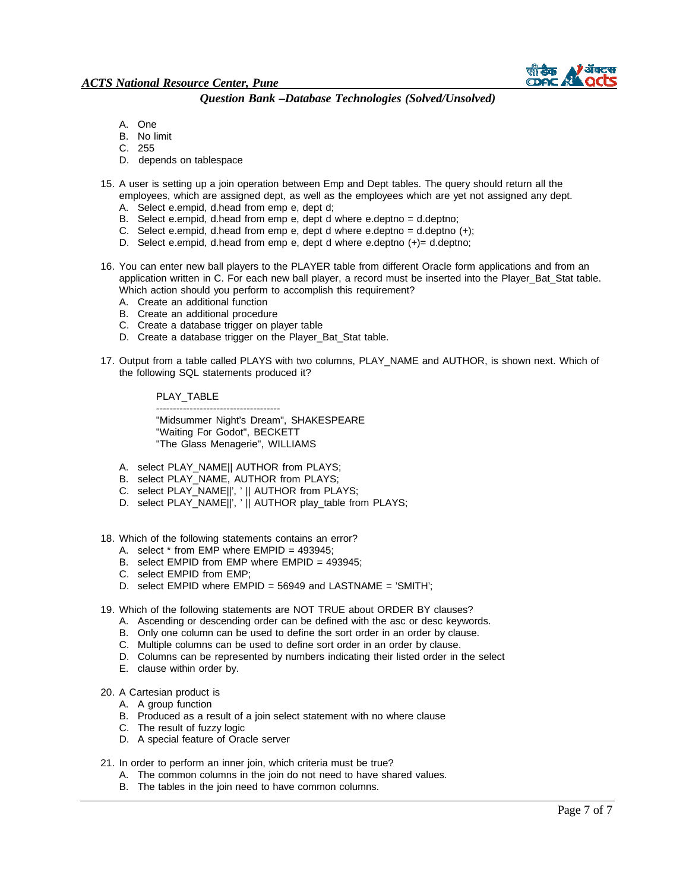A. One
B. No limit
C. 255
D. depends on tablespace

15. A user is setting up a join operation between Emp and Dept tables. The query should return all the employees, which are assigned dept, as well as the employees which are yet not assigned any dept.
    A. Select e.empid, d.head from emp e, dept d;
    B. Select e.empid, d.head from emp e, dept d where e.deptno = d.deptno;
    C. Select e.empid, d.head from emp e, dept d where e.deptno = d.deptno (+);
    D. Select e.empid, d.head from emp e, dept d where e.deptno (+)= d.deptno;

16. You can enter new ball players to the PLAYER table from different Oracle form applications and from an application written in C. For each new ball player, a record must be inserted into the Player_Bat_Stat table. Which action should you perform to accomplish this requirement?
    A. Create an additional function
    B. Create an additional procedure
    C. Create a database trigger on player table
    D. Create a database trigger on the Player_Bat_Stat table.

17. Output from a table called PLAYS with two columns, PLAY_NAME and AUTHOR, is shown next. Which of the following SQL statements produced it?

```
PLAY_TABLE
-------------------------------------
"Midsummer Night's Dream", SHAKESPEARE
"Waiting For Godot", BECKETT
"The Glass Menagerie", WILLIAMS
```

    A. select PLAY_NAME|| AUTHOR from PLAYS;
    B. select PLAY_NAME, AUTHOR from PLAYS;
    C. select PLAY_NAME||', ' || AUTHOR from PLAYS;
    D. select PLAY_NAME||', ' || AUTHOR play_table from PLAYS;

18. Which of the following statements contains an error?
    A. select * from EMP where EMPID = 493945;
    B. select EMPID from EMP where EMPID = 493945;
    C. select EMPID from EMP;
    D. select EMPID where EMPID = 56949 and LASTNAME = 'SMITH';

19. Which of the following statements are NOT TRUE about ORDER BY clauses?
    A. Ascending or descending order can be defined with the asc or desc keywords.
    B. Only one column can be used to define the sort order in an order by clause.
    C. Multiple columns can be used to define sort order in an order by clause.
    D. Columns can be represented by numbers indicating their listed order in the select
    E. clause within order by.

20. A Cartesian product is
    A. A group function
    B. Produced as a result of a join select statement with no where clause
    C. The result of fuzzy logic
    D. A special feature of Oracle server

21. In order to perform an inner join, which criteria must be true?
    A. The common columns in the join do not need to have shared values.
    B. The tables in the join need to have common columns.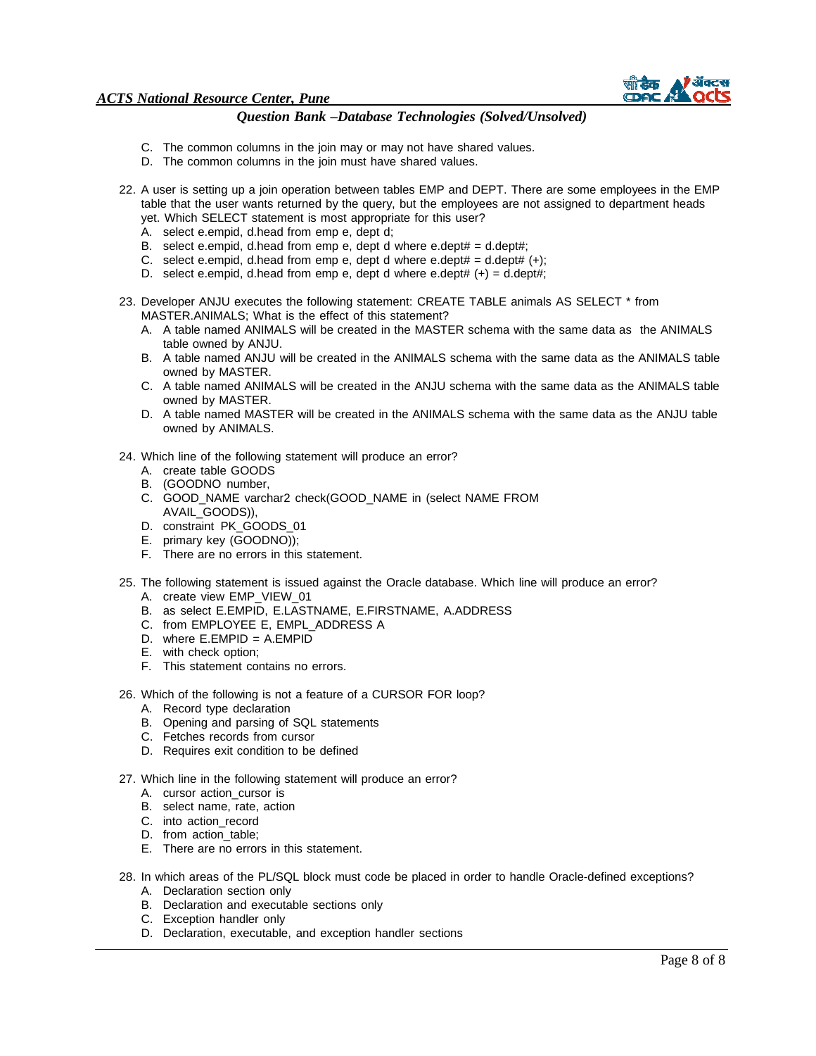C. The common columns in the join may or may not have shared values.
D. The common columns in the join must have shared values.

22. A user is setting up a join operation between tables EMP and DEPT. There are some employees in the EMP table that the user wants returned by the query, but the employees are not assigned to department heads yet. Which SELECT statement is most appropriate for this user?
    A. select e.empid, d.head from emp e, dept d;
    B. select e.empid, d.head from emp e, dept d where e.dept# = d.dept#;
    C. select e.empid, d.head from emp e, dept d where e.dept# = d.dept# (+);
    D. select e.empid, d.head from emp e, dept d where e.dept# (+) = d.dept#;

23. Developer ANJU executes the following statement: CREATE TABLE animals AS SELECT * from MASTER.ANIMALS; What is the effect of this statement?
    A. A table named ANIMALS will be created in the MASTER schema with the same data as the ANIMALS table owned by ANJU.
    B. A table named ANJU will be created in the ANIMALS schema with the same data as the ANIMALS table owned by MASTER.
    C. A table named ANIMALS will be created in the ANJU schema with the same data as the ANIMALS table owned by MASTER.
    D. A table named MASTER will be created in the ANIMALS schema with the same data as the ANJU table owned by ANIMALS.

24. Which line of the following statement will produce an error?
    A. create table GOODS
    B. (GOODNO number,
    C. GOOD_NAME varchar2 check(GOOD_NAME in (select NAME FROM AVAIL_GOODS)),
    D. constraint PK_GOODS_01
    E. primary key (GOODNO));
    F. There are no errors in this statement.

25. The following statement is issued against the Oracle database. Which line will produce an error?
    A. create view EMP_VIEW_01
    B. as select E.EMPID, E.LASTNAME, E.FIRSTNAME, A.ADDRESS
    C. from EMPLOYEE E, EMPL_ADDRESS A
    D. where E.EMPID = A.EMPID
    E. with check option;
    F. This statement contains no errors.

26. Which of the following is not a feature of a CURSOR FOR loop?
    A. Record type declaration
    B. Opening and parsing of SQL statements
    C. Fetches records from cursor
    D. Requires exit condition to be defined

27. Which line in the following statement will produce an error?
    A. cursor action_cursor is
    B. select name, rate, action
    C. into action_record
    D. from action_table;
    E. There are no errors in this statement.

28. In which areas of the PL/SQL block must code be placed in order to handle Oracle-defined exceptions?
    A. Declaration section only
    B. Declaration and executable sections only
    C. Exception handler only
    D. Declaration, executable, and exception handler sections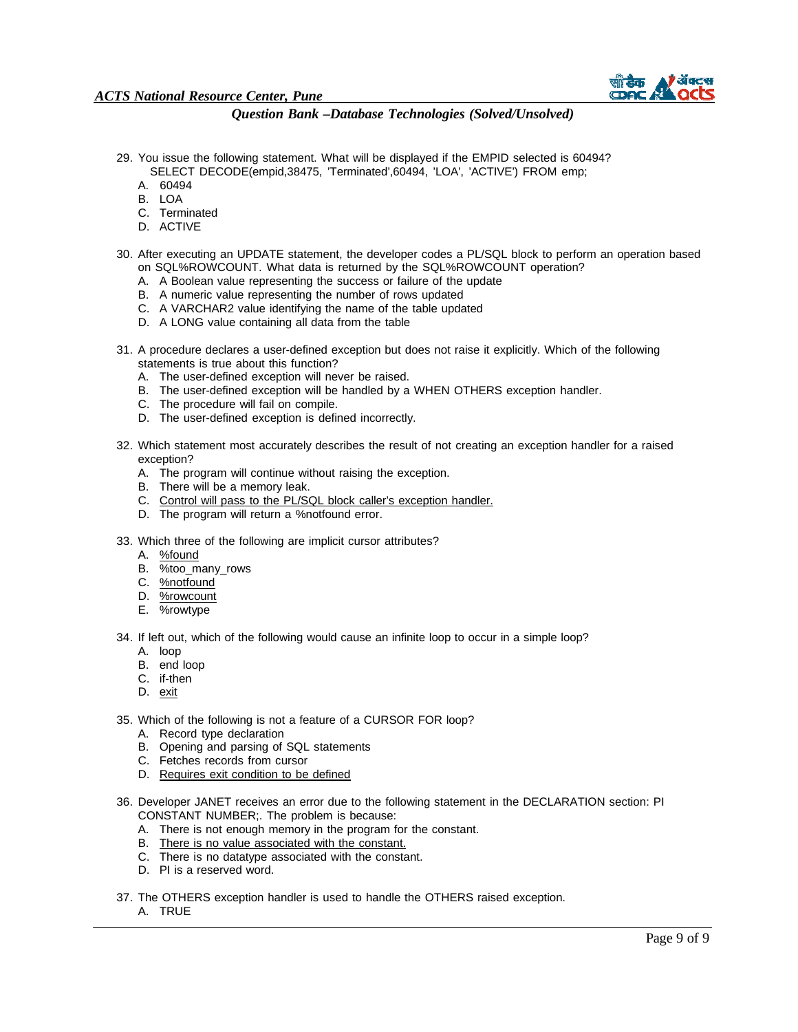29. You issue the following statement. What will be displayed if the EMPID selected is 60494?
    SELECT DECODE(empid,38475, 'Terminated',60494, 'LOA', 'ACTIVE') FROM emp;
    A. 60494
    B. LOA
    C. Terminated
    D. ACTIVE

30. After executing an UPDATE statement, the developer codes a PL/SQL block to perform an operation based on SQL%ROWCOUNT. What data is returned by the SQL%ROWCOUNT operation?
    A. A Boolean value representing the success or failure of the update
    B. A numeric value representing the number of rows updated
    C. A VARCHAR2 value identifying the name of the table updated
    D. A LONG value containing all data from the table

31. A procedure declares a user-defined exception but does not raise it explicitly. Which of the following statements is true about this function?
    A. The user-defined exception will never be raised.
    B. The user-defined exception will be handled by a WHEN OTHERS exception handler.
    C. The procedure will fail on compile.
    D. The user-defined exception is defined incorrectly.

32. Which statement most accurately describes the result of not creating an exception handler for a raised exception?
    A. The program will continue without raising the exception.
    B. There will be a memory leak.
    C. <u>Control will pass to the PL/SQL block caller's exception handler.</u>
    D. The program will return a %notfound error.

33. Which three of the following are implicit cursor attributes?
    A. <u>%found</u>
    B. %too_many_rows
    C. <u>%notfound</u>
    D. <u>%rowcount</u>
    E. %rowtype

34. If left out, which of the following would cause an infinite loop to occur in a simple loop?
    A. loop
    B. end loop
    C. if-then
    D. <u>exit</u>

35. Which of the following is not a feature of a CURSOR FOR loop?
    A. Record type declaration
    B. Opening and parsing of SQL statements
    C. Fetches records from cursor
    D. <u>Requires exit condition to be defined</u>

36. Developer JANET receives an error due to the following statement in the DECLARATION section: PI CONSTANT NUMBER;. The problem is because:
    A. There is not enough memory in the program for the constant.
    B. <u>There is no value associated with the constant.</u>
    C. There is no datatype associated with the constant.
    D. PI is a reserved word.

37. The OTHERS exception handler is used to handle the OTHERS raised exception.
    A. TRUE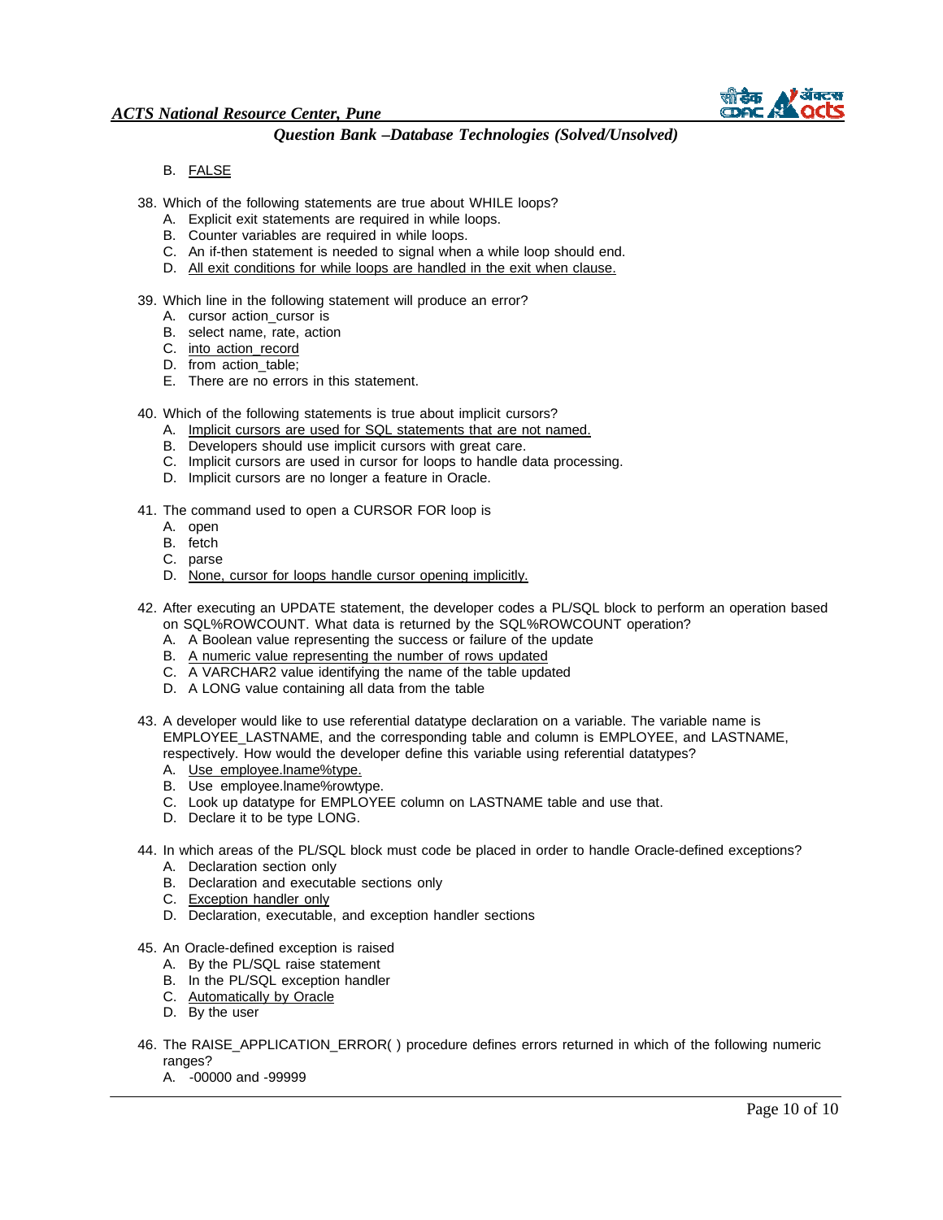B. <u>FALSE</u>

38. Which of the following statements are true about WHILE loops?
    A. Explicit exit statements are required in while loops.
    B. Counter variables are required in while loops.
    C. An if-then statement is needed to signal when a while loop should end.
    D. <u>All exit conditions for while loops are handled in the exit when clause.</u>

39. Which line in the following statement will produce an error?
    A. cursor action_cursor is
    B. select name, rate, action
    C. <u>into action_record</u>
    D. from action_table;
    E. There are no errors in this statement.

40. Which of the following statements is true about implicit cursors?
    A. <u>Implicit cursors are used for SQL statements that are not named.</u>
    B. Developers should use implicit cursors with great care.
    C. Implicit cursors are used in cursor for loops to handle data processing.
    D. Implicit cursors are no longer a feature in Oracle.

41. The command used to open a CURSOR FOR loop is
    A. open
    B. fetch
    C. parse
    D. <u>None, cursor for loops handle cursor opening implicitly.</u>

42. After executing an UPDATE statement, the developer codes a PL/SQL block to perform an operation based on SQL%ROWCOUNT. What data is returned by the SQL%ROWCOUNT operation?
    A. A Boolean value representing the success or failure of the update
    B. <u>A numeric value representing the number of rows updated</u>
    C. A VARCHAR2 value identifying the name of the table updated
    D. A LONG value containing all data from the table

43. A developer would like to use referential datatype declaration on a variable. The variable name is EMPLOYEE_LASTNAME, and the corresponding table and column is EMPLOYEE, and LASTNAME, respectively. How would the developer define this variable using referential datatypes?
    A. <u>Use employee.lname%type.</u>
    B. Use employee.lname%rowtype.
    C. Look up datatype for EMPLOYEE column on LASTNAME table and use that.
    D. Declare it to be type LONG.

44. In which areas of the PL/SQL block must code be placed in order to handle Oracle-defined exceptions?
    A. Declaration section only
    B. Declaration and executable sections only
    C. <u>Exception handler only</u>
    D. Declaration, executable, and exception handler sections

45. An Oracle-defined exception is raised
    A. By the PL/SQL raise statement
    B. In the PL/SQL exception handler
    C. <u>Automatically by Oracle</u>
    D. By the user

46. The RAISE_APPLICATION_ERROR( ) procedure defines errors returned in which of the following numeric ranges?
    A. -00000 and -99999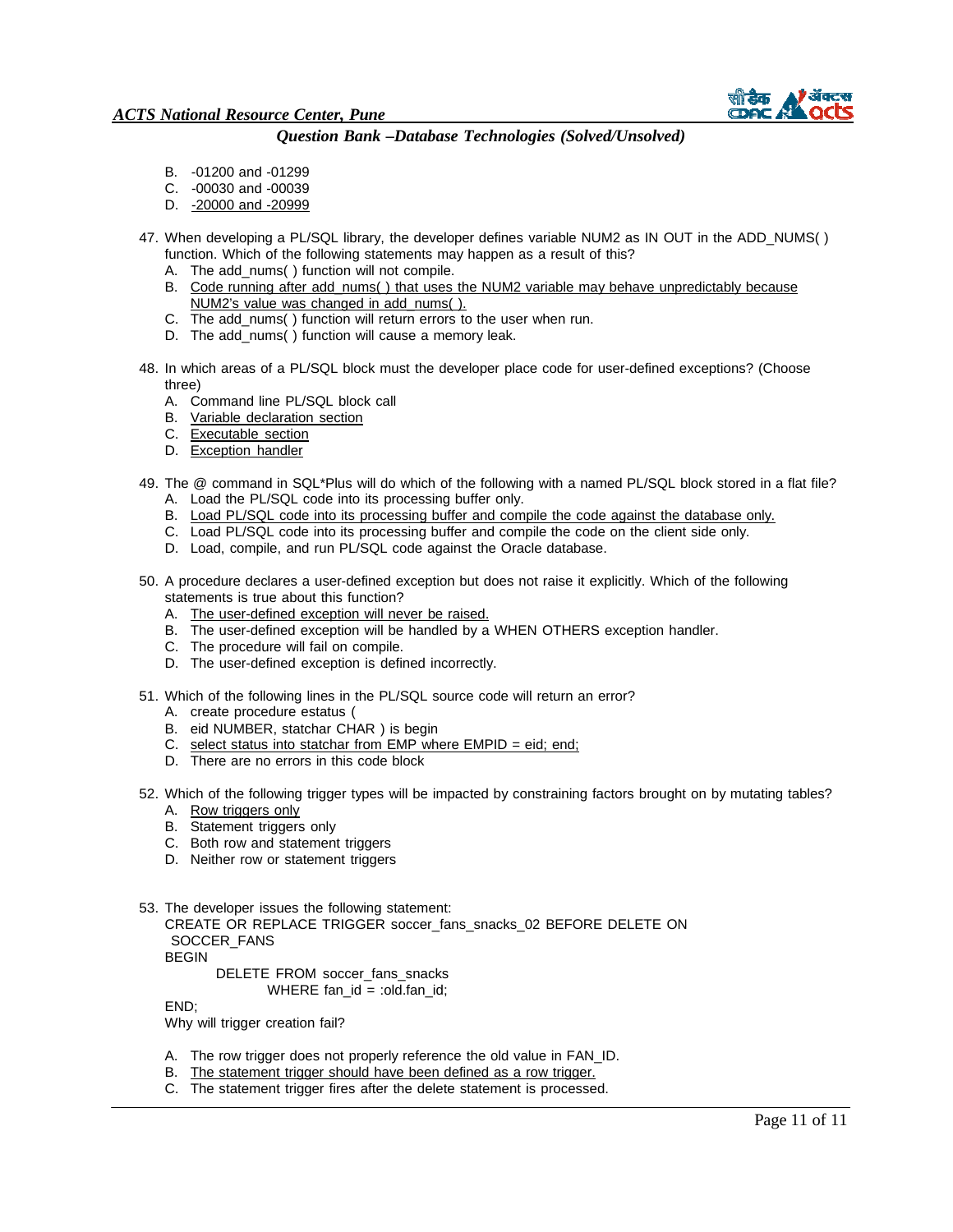B. -01200 and -01299
C. -00030 and -00039
D. <u>-20000 and -20999</u>

47. When developing a PL/SQL library, the developer defines variable NUM2 as IN OUT in the ADD_NUMS( ) function. Which of the following statements may happen as a result of this?
    A. The add_nums( ) function will not compile.
    B. <u>Code running after add_nums( ) that uses the NUM2 variable may behave unpredictably because NUM2's value was changed in add_nums( ).</u>
    C. The add_nums( ) function will return errors to the user when run.
    D. The add_nums( ) function will cause a memory leak.

48. In which areas of a PL/SQL block must the developer place code for user-defined exceptions? (Choose three)
    A. Command line PL/SQL block call
    B. <u>Variable declaration section</u>
    C. <u>Executable section</u>
    D. <u>Exception handler</u>

49. The @ command in SQL*Plus will do which of the following with a named PL/SQL block stored in a flat file?
    A. Load the PL/SQL code into its processing buffer only.
    B. <u>Load PL/SQL code into its processing buffer and compile the code against the database only.</u>
    C. Load PL/SQL code into its processing buffer and compile the code on the client side only.
    D. Load, compile, and run PL/SQL code against the Oracle database.

50. A procedure declares a user-defined exception but does not raise it explicitly. Which of the following statements is true about this function?
    A. <u>The user-defined exception will never be raised.</u>
    B. The user-defined exception will be handled by a WHEN OTHERS exception handler.
    C. The procedure will fail on compile.
    D. The user-defined exception is defined incorrectly.

51. Which of the following lines in the PL/SQL source code will return an error?
    A. create procedure estatus (
    B. eid NUMBER, statchar CHAR ) is begin
    C. <u>select status into statchar from EMP where EMPID = eid; end;</u>
    D. There are no errors in this code block

52. Which of the following trigger types will be impacted by constraining factors brought on by mutating tables?
    A. <u>Row triggers only</u>
    B. Statement triggers only
    C. Both row and statement triggers
    D. Neither row or statement triggers

53. The developer issues the following statement:

```
CREATE OR REPLACE TRIGGER soccer_fans_snacks_02 BEFORE DELETE ON
 SOCCER_FANS
BEGIN
        DELETE FROM soccer_fans_snacks
                WHERE fan_id = :old.fan_id;
END;
```

Why will trigger creation fail?

    A. The row trigger does not properly reference the old value in FAN_ID.
    B. <u>The statement trigger should have been defined as a row trigger.</u>
    C. The statement trigger fires after the delete statement is processed.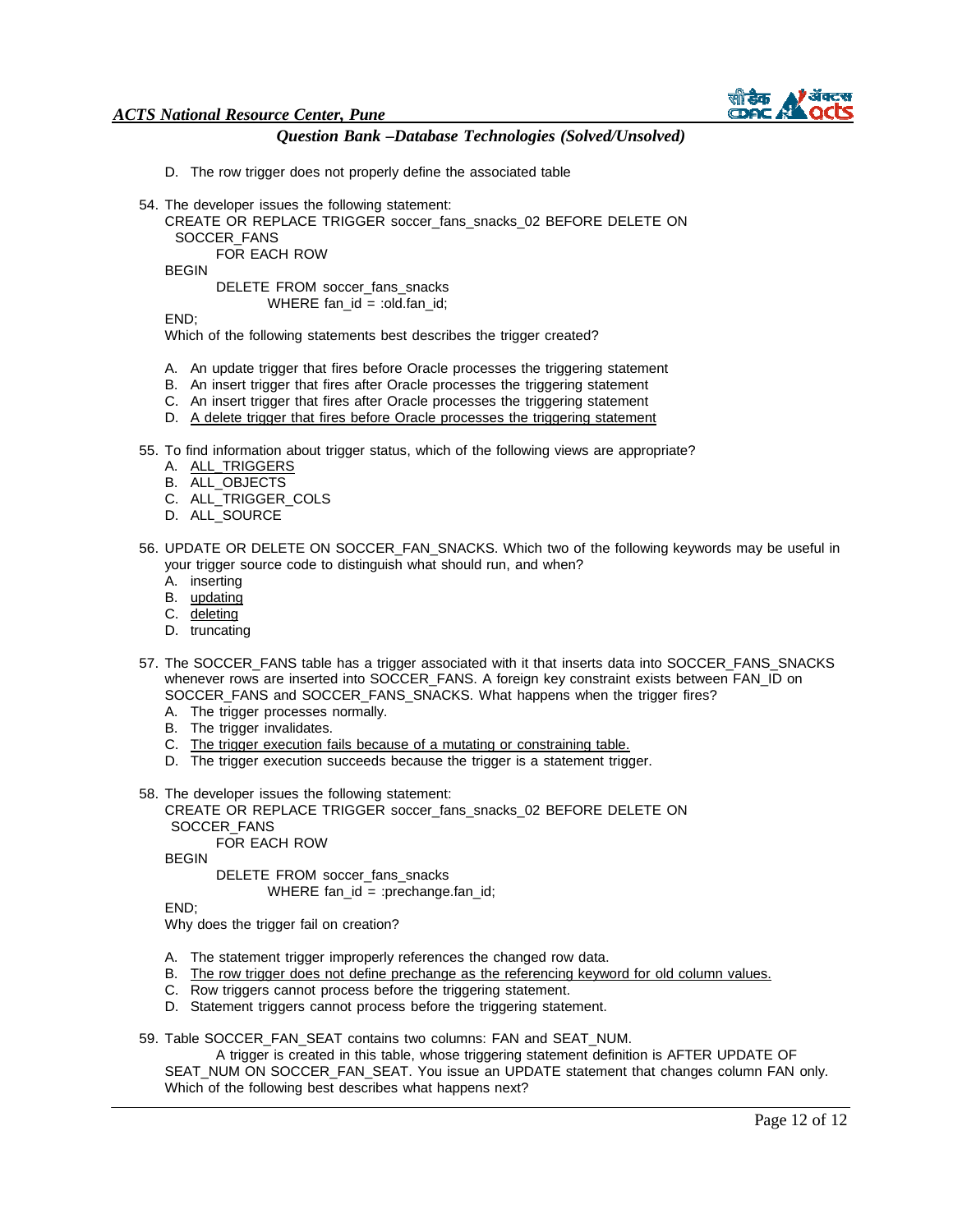D. The row trigger does not properly define the associated table

54. The developer issues the following statement:

```
CREATE OR REPLACE TRIGGER soccer_fans_snacks_02 BEFORE DELETE ON
  SOCCER_FANS
        FOR EACH ROW
BEGIN
        DELETE FROM soccer_fans_snacks
                WHERE fan_id = :old.fan_id;
END;
```

Which of the following statements best describes the trigger created?

A. An update trigger that fires before Oracle processes the triggering statement
B. An insert trigger that fires after Oracle processes the triggering statement
C. An insert trigger that fires after Oracle processes the triggering statement
D. <u>A delete trigger that fires before Oracle processes the triggering statement</u>

55. To find information about trigger status, which of the following views are appropriate?
A. <u>ALL_TRIGGERS</u>
B. ALL_OBJECTS
C. ALL_TRIGGER_COLS
D. ALL_SOURCE

56. UPDATE OR DELETE ON SOCCER_FAN_SNACKS. Which two of the following keywords may be useful in your trigger source code to distinguish what should run, and when?
A. inserting
B. <u>updating</u>
C. <u>deleting</u>
D. truncating

57. The SOCCER_FANS table has a trigger associated with it that inserts data into SOCCER_FANS_SNACKS whenever rows are inserted into SOCCER_FANS. A foreign key constraint exists between FAN_ID on SOCCER_FANS and SOCCER_FANS_SNACKS. What happens when the trigger fires?
A. The trigger processes normally.
B. The trigger invalidates.
C. <u>The trigger execution fails because of a mutating or constraining table.</u>
D. The trigger execution succeeds because the trigger is a statement trigger.

58. The developer issues the following statement:

```
CREATE OR REPLACE TRIGGER soccer_fans_snacks_02 BEFORE DELETE ON
 SOCCER_FANS
        FOR EACH ROW
BEGIN
        DELETE FROM soccer_fans_snacks
                WHERE fan_id = :prechange.fan_id;
END;
```

Why does the trigger fail on creation?

A. The statement trigger improperly references the changed row data.
B. <u>The row trigger does not define prechange as the referencing keyword for old column values.</u>
C. Row triggers cannot process before the triggering statement.
D. Statement triggers cannot process before the triggering statement.

59. Table SOCCER_FAN_SEAT contains two columns: FAN and SEAT_NUM.
A trigger is created in this table, whose triggering statement definition is AFTER UPDATE OF SEAT_NUM ON SOCCER_FAN_SEAT. You issue an UPDATE statement that changes column FAN only. Which of the following best describes what happens next?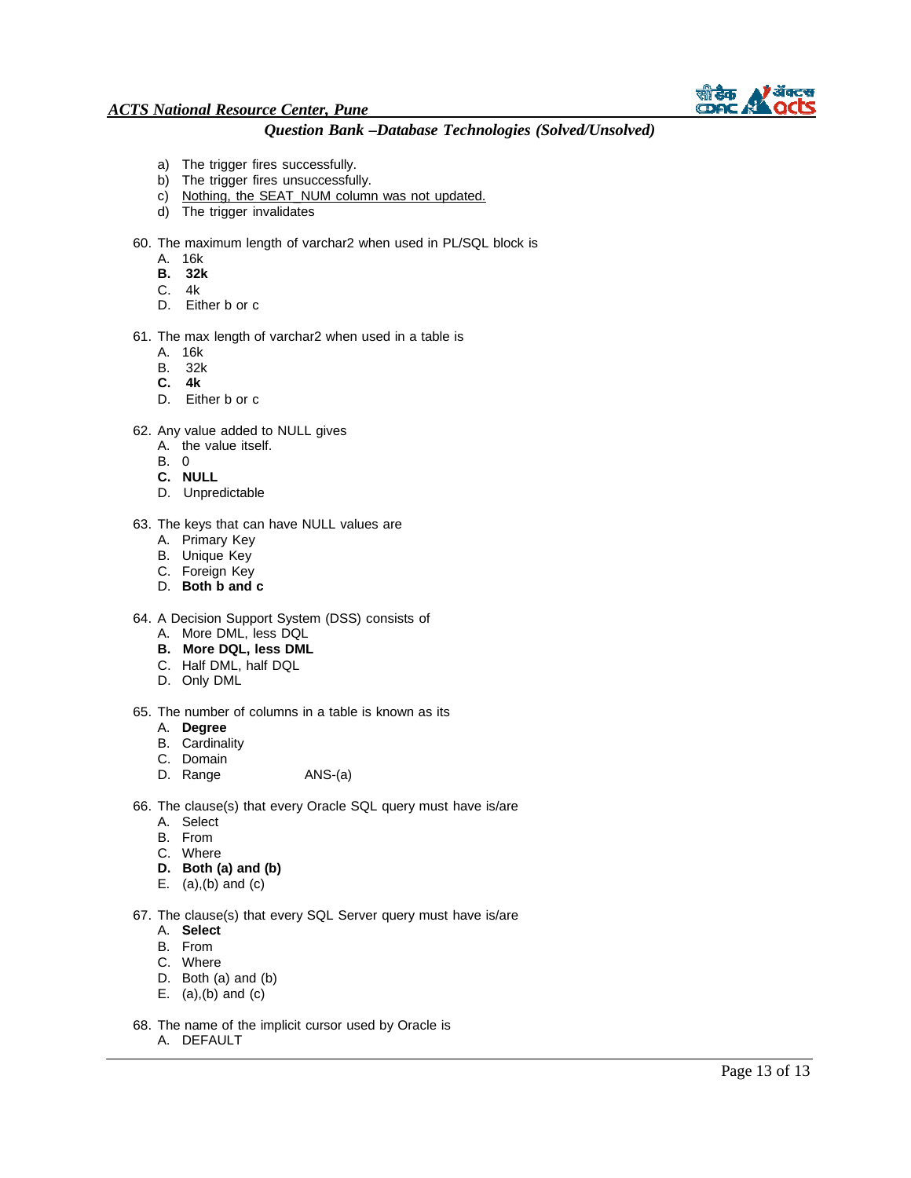a) The trigger fires successfully.
b) The trigger fires unsuccessfully.
c) <u>Nothing, the SEAT_NUM column was not updated.</u>
d) The trigger invalidates

60. The maximum length of varchar2 when used in PL/SQL block is
    A. 16k
    **B. 32k**
    C. 4k
    D. Either b or c

61. The max length of varchar2 when used in a table is
    A. 16k
    B. 32k
    **C. 4k**
    D. Either b or c

62. Any value added to NULL gives
    A. the value itself.
    B. 0
    **C. NULL**
    D. Unpredictable

63. The keys that can have NULL values are
    A. Primary Key
    B. Unique Key
    C. Foreign Key
    D. **Both b and c**

64. A Decision Support System (DSS) consists of
    A. More DML, less DQL
    **B. More DQL, less DML**
    C. Half DML, half DQL
    D. Only DML

65. The number of columns in a table is known as its
    A. **Degree**
    B. Cardinality
    C. Domain
    D. Range          ANS-(a)

66. The clause(s) that every Oracle SQL query must have is/are
    A. Select
    B. From
    C. Where
    **D. Both (a) and (b)**
    E. (a),(b) and (c)

67. The clause(s) that every SQL Server query must have is/are
    A. **Select**
    B. From
    C. Where
    D. Both (a) and (b)
    E. (a),(b) and (c)

68. The name of the implicit cursor used by Oracle is
    A. DEFAULT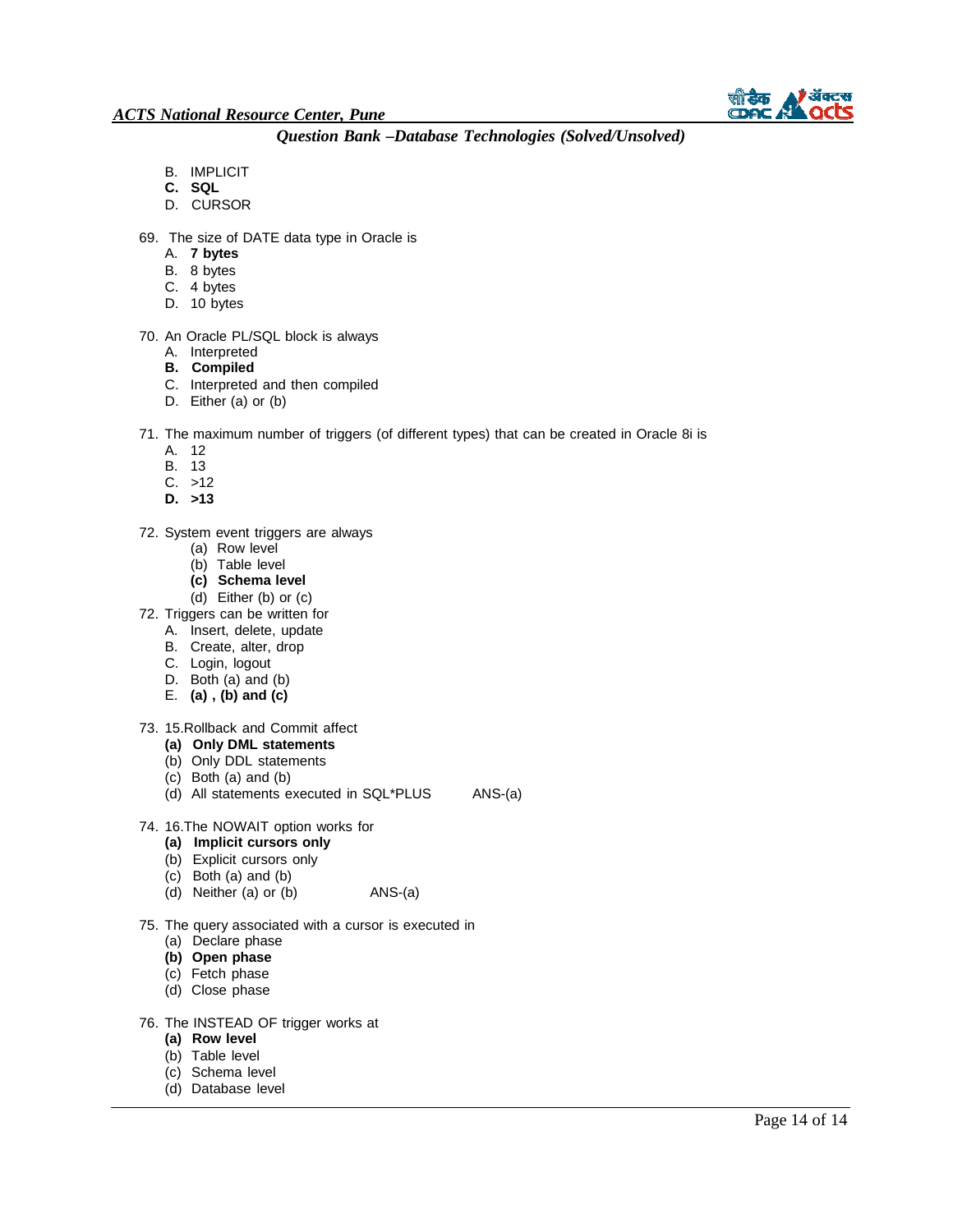B. IMPLICIT
**C. SQL**
D. CURSOR

69. The size of DATE data type in Oracle is
    A. **7 bytes**
    B. 8 bytes
    C. 4 bytes
    D. 10 bytes

70. An Oracle PL/SQL block is always
    A. Interpreted
    **B. Compiled**
    C. Interpreted and then compiled
    D. Either (a) or (b)

71. The maximum number of triggers (of different types) that can be created in Oracle 8i is
    A. 12
    B. 13
    C. >12
    **D. >13**

72. System event triggers are always
    (a) Row level
    (b) Table level
    **(c) Schema level**
    (d) Either (b) or (c)

72. Triggers can be written for
    A. Insert, delete, update
    B. Create, alter, drop
    C. Login, logout
    D. Both (a) and (b)
    E. **(a) , (b) and (c)**

73. 15.Rollback and Commit affect
    **(a) Only DML statements**
    (b) Only DDL statements
    (c) Both (a) and (b)
    (d) All statements executed in SQL*PLUS ANS-(a)

74. 16.The NOWAIT option works for
    **(a) Implicit cursors only**
    (b) Explicit cursors only
    (c) Both (a) and (b)
    (d) Neither (a) or (b) ANS-(a)

75. The query associated with a cursor is executed in
    (a) Declare phase
    **(b) Open phase**
    (c) Fetch phase
    (d) Close phase

76. The INSTEAD OF trigger works at
    **(a) Row level**
    (b) Table level
    (c) Schema level
    (d) Database level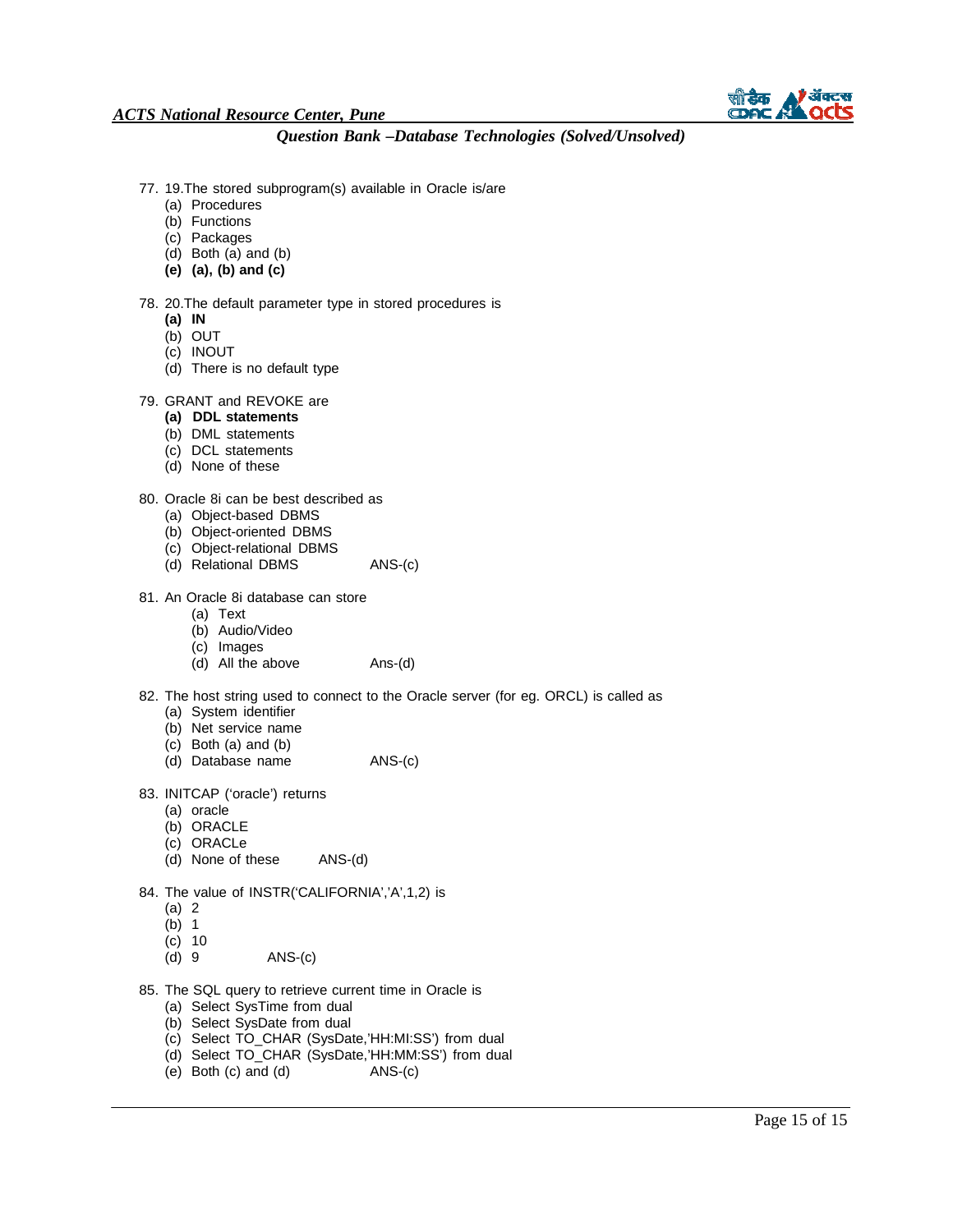77. 19.The stored subprogram(s) available in Oracle is/are
    (a) Procedures
    (b) Functions
    (c) Packages
    (d) Both (a) and (b)
    **(e) (a), (b) and (c)**

78. 20.The default parameter type in stored procedures is
    **(a) IN**
    (b) OUT
    (c) INOUT
    (d) There is no default type

79. GRANT and REVOKE are
    **(a) DDL statements**
    (b) DML statements
    (c) DCL statements
    (d) None of these

80. Oracle 8i can be best described as
    (a) Object-based DBMS
    (b) Object-oriented DBMS
    (c) Object-relational DBMS
    (d) Relational DBMS    ANS-(c)

81. An Oracle 8i database can store
    (a) Text
    (b) Audio/Video
    (c) Images
    (d) All the above    Ans-(d)

82. The host string used to connect to the Oracle server (for eg. ORCL) is called as
    (a) System identifier
    (b) Net service name
    (c) Both (a) and (b)
    (d) Database name    ANS-(c)

83. INITCAP ('oracle') returns
    (a) oracle
    (b) ORACLE
    (c) ORACLe
    (d) None of these    ANS-(d)

84. The value of INSTR('CALIFORNIA','A',1,2) is
    (a) 2
    (b) 1
    (c) 10
    (d) 9    ANS-(c)

85. The SQL query to retrieve current time in Oracle is
    (a) Select SysTime from dual
    (b) Select SysDate from dual
    (c) Select TO_CHAR (SysDate,'HH:MI:SS') from dual
    (d) Select TO_CHAR (SysDate,'HH:MM:SS') from dual
    (e) Both (c) and (d)    ANS-(c)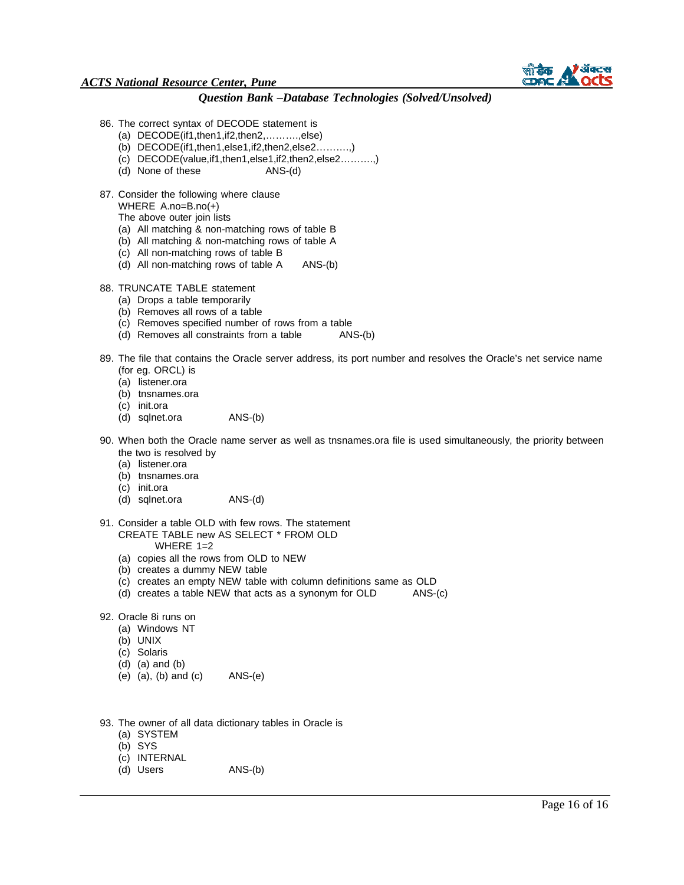86. The correct syntax of DECODE statement is
    (a) DECODE(if1,then1,if2,then2,……….,else)
    (b) DECODE(if1,then1,else1,if2,then2,else2……….,)
    (c) DECODE(value,if1,then1,else1,if2,then2,else2……….,)
    (d) None of these ANS-(d)

87. Consider the following where clause
    WHERE A.no=B.no(+)
    The above outer join lists
    (a) All matching & non-matching rows of table B
    (b) All matching & non-matching rows of table A
    (c) All non-matching rows of table B
    (d) All non-matching rows of table A ANS-(b)

88. TRUNCATE TABLE statement
    (a) Drops a table temporarily
    (b) Removes all rows of a table
    (c) Removes specified number of rows from a table
    (d) Removes all constraints from a table ANS-(b)

89. The file that contains the Oracle server address, its port number and resolves the Oracle's net service name (for eg. ORCL) is
    (a) listener.ora
    (b) tnsnames.ora
    (c) init.ora
    (d) sqlnet.ora ANS-(b)

90. When both the Oracle name server as well as tnsnames.ora file is used simultaneously, the priority between the two is resolved by
    (a) listener.ora
    (b) tnsnames.ora
    (c) init.ora
    (d) sqlnet.ora ANS-(d)

91. Consider a table OLD with few rows. The statement
    CREATE TABLE new AS SELECT * FROM OLD
    WHERE 1=2
    (a) copies all the rows from OLD to NEW
    (b) creates a dummy NEW table
    (c) creates an empty NEW table with column definitions same as OLD
    (d) creates a table NEW that acts as a synonym for OLD ANS-(c)

92. Oracle 8i runs on
    (a) Windows NT
    (b) UNIX
    (c) Solaris
    (d) (a) and (b)
    (e) (a), (b) and (c) ANS-(e)

93. The owner of all data dictionary tables in Oracle is
    (a) SYSTEM
    (b) SYS
    (c) INTERNAL
    (d) Users ANS-(b)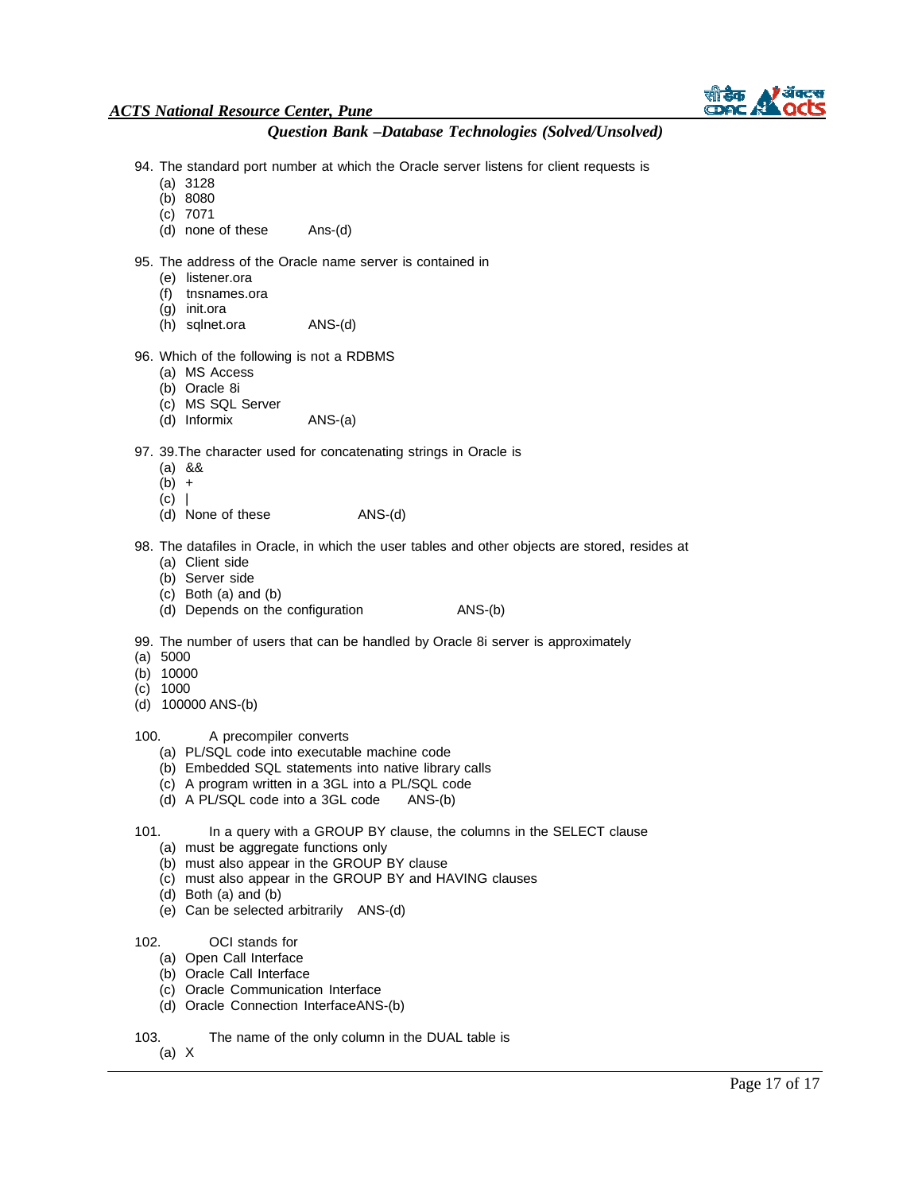94. The standard port number at which the Oracle server listens for client requests is
    (a) 3128
    (b) 8080
    (c) 7071
    (d) none of these    Ans-(d)

95. The address of the Oracle name server is contained in
    (e) listener.ora
    (f) tnsnames.ora
    (g) init.ora
    (h) sqlnet.ora    ANS-(d)

96. Which of the following is not a RDBMS
    (a) MS Access
    (b) Oracle 8i
    (c) MS SQL Server
    (d) Informix    ANS-(a)

97. 39.The character used for concatenating strings in Oracle is
    (a) &&
    (b) +
    (c) |
    (d) None of these    ANS-(d)

98. The datafiles in Oracle, in which the user tables and other objects are stored, resides at
    (a) Client side
    (b) Server side
    (c) Both (a) and (b)
    (d) Depends on the configuration    ANS-(b)

99. The number of users that can be handled by Oracle 8i server is approximately
(a) 5000
(b) 10000
(c) 1000
(d) 100000 ANS-(b)

100. A precompiler converts
    (a) PL/SQL code into executable machine code
    (b) Embedded SQL statements into native library calls
    (c) A program written in a 3GL into a PL/SQL code
    (d) A PL/SQL code into a 3GL code    ANS-(b)

101. In a query with a GROUP BY clause, the columns in the SELECT clause
    (a) must be aggregate functions only
    (b) must also appear in the GROUP BY clause
    (c) must also appear in the GROUP BY and HAVING clauses
    (d) Both (a) and (b)
    (e) Can be selected arbitrarily    ANS-(d)

102. OCI stands for
    (a) Open Call Interface
    (b) Oracle Call Interface
    (c) Oracle Communication Interface
    (d) Oracle Connection InterfaceANS-(b)

103. The name of the only column in the DUAL table is
    (a) X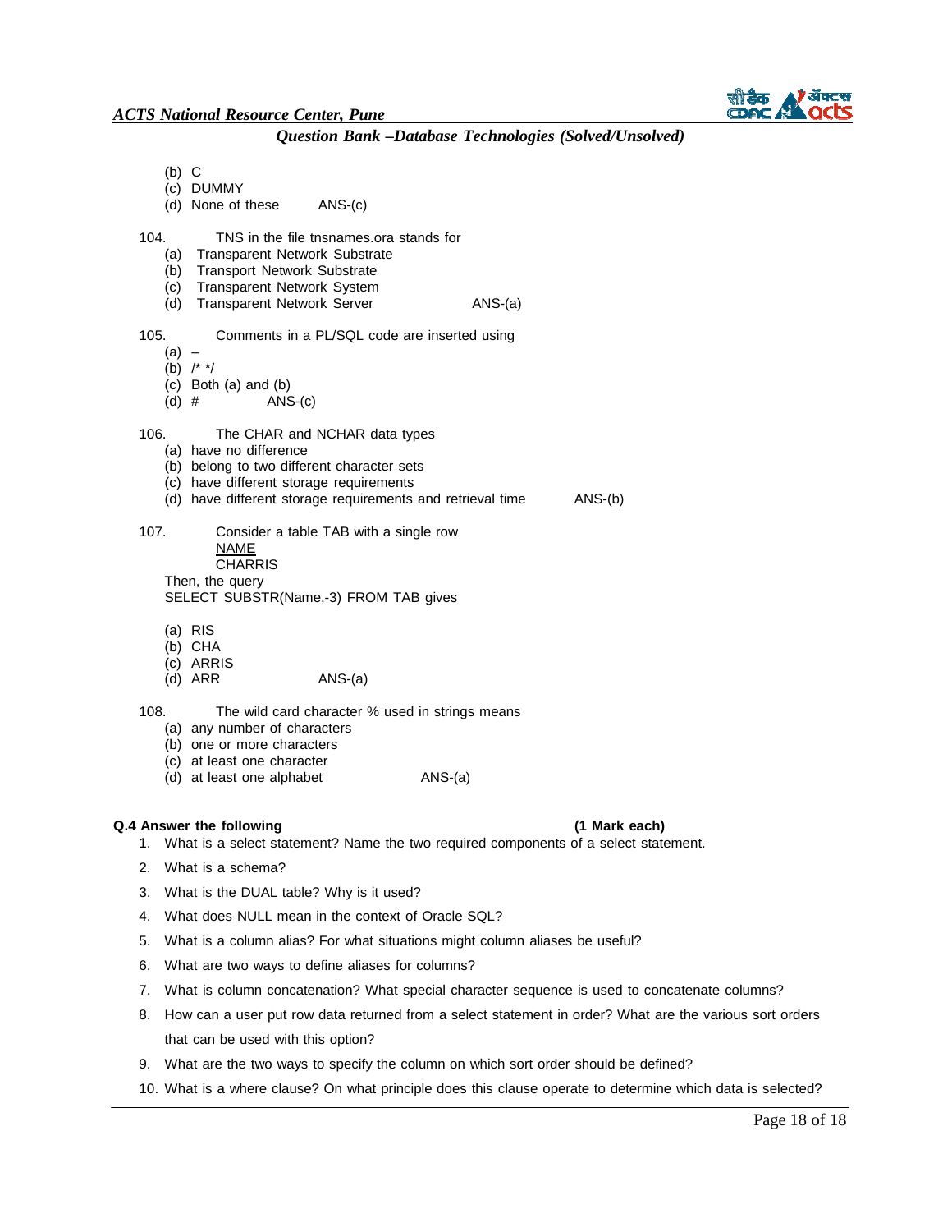(b) C
(c) DUMMY
(d) None of these ANS-(c)

104. TNS in the file tnsnames.ora stands for
(a) Transparent Network Substrate
(b) Transport Network Substrate
(c) Transparent Network System
(d) Transparent Network Server ANS-(a)

105. Comments in a PL/SQL code are inserted using
(a) –
(b) /* */
(c) Both (a) and (b)
(d) # ANS-(c)

106. The CHAR and NCHAR data types
(a) have no difference
(b) belong to two different character sets
(c) have different storage requirements
(d) have different storage requirements and retrieval time ANS-(b)

107. Consider a table TAB with a single row

<u>NAME</u>
CHARRIS

Then, the query
SELECT SUBSTR(Name,-3) FROM TAB gives

(a) RIS
(b) CHA
(c) ARRIS
(d) ARR ANS-(a)

108. The wild card character % used in strings means
(a) any number of characters
(b) one or more characters
(c) at least one character
(d) at least one alphabet ANS-(a)

**Q.4 Answer the following (1 Mark each)**

1. What is a select statement? Name the two required components of a select statement.
2. What is a schema?
3. What is the DUAL table? Why is it used?
4. What does NULL mean in the context of Oracle SQL?
5. What is a column alias? For what situations might column aliases be useful?
6. What are two ways to define aliases for columns?
7. What is column concatenation? What special character sequence is used to concatenate columns?
8. How can a user put row data returned from a select statement in order? What are the various sort orders that can be used with this option?
9. What are the two ways to specify the column on which sort order should be defined?
10. What is a where clause? On what principle does this clause operate to determine which data is selected?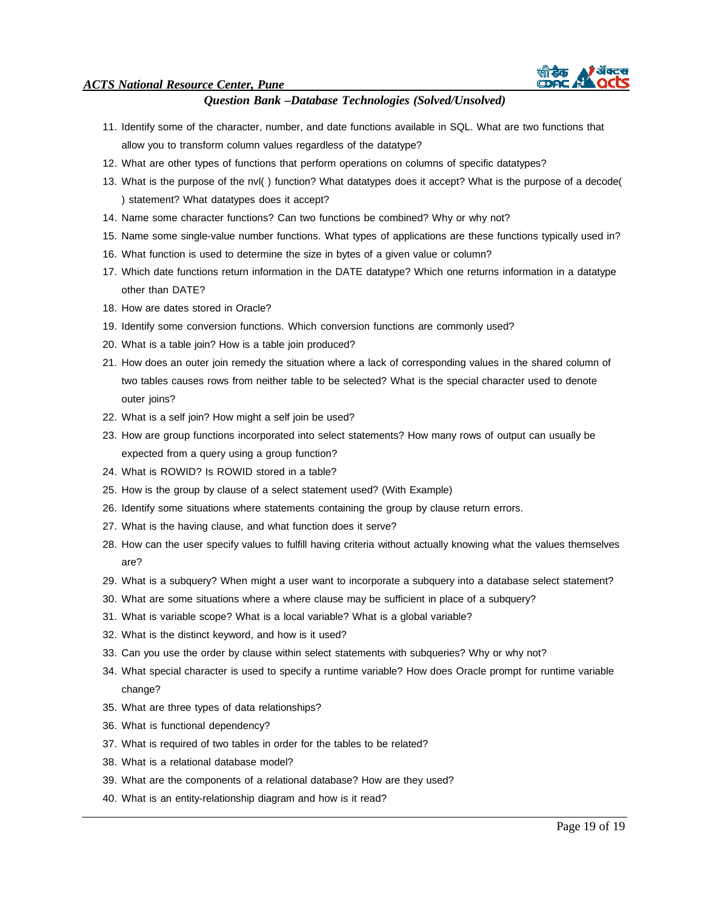11. Identify some of the character, number, and date functions available in SQL. What are two functions that allow you to transform column values regardless of the datatype?
12. What are other types of functions that perform operations on columns of specific datatypes?
13. What is the purpose of the nvl( ) function? What datatypes does it accept? What is the purpose of a decode( ) statement? What datatypes does it accept?
14. Name some character functions? Can two functions be combined? Why or why not?
15. Name some single-value number functions. What types of applications are these functions typically used in?
16. What function is used to determine the size in bytes of a given value or column?
17. Which date functions return information in the DATE datatype? Which one returns information in a datatype other than DATE?
18. How are dates stored in Oracle?
19. Identify some conversion functions. Which conversion functions are commonly used?
20. What is a table join? How is a table join produced?
21. How does an outer join remedy the situation where a lack of corresponding values in the shared column of two tables causes rows from neither table to be selected? What is the special character used to denote outer joins?
22. What is a self join? How might a self join be used?
23. How are group functions incorporated into select statements? How many rows of output can usually be expected from a query using a group function?
24. What is ROWID? Is ROWID stored in a table?
25. How is the group by clause of a select statement used? (With Example)
26. Identify some situations where statements containing the group by clause return errors.
27. What is the having clause, and what function does it serve?
28. How can the user specify values to fulfill having criteria without actually knowing what the values themselves are?
29. What is a subquery? When might a user want to incorporate a subquery into a database select statement?
30. What are some situations where a where clause may be sufficient in place of a subquery?
31. What is variable scope? What is a local variable? What is a global variable?
32. What is the distinct keyword, and how is it used?
33. Can you use the order by clause within select statements with subqueries? Why or why not?
34. What special character is used to specify a runtime variable? How does Oracle prompt for runtime variable change?
35. What are three types of data relationships?
36. What is functional dependency?
37. What is required of two tables in order for the tables to be related?
38. What is a relational database model?
39. What are the components of a relational database? How are they used?
40. What is an entity-relationship diagram and how is it read?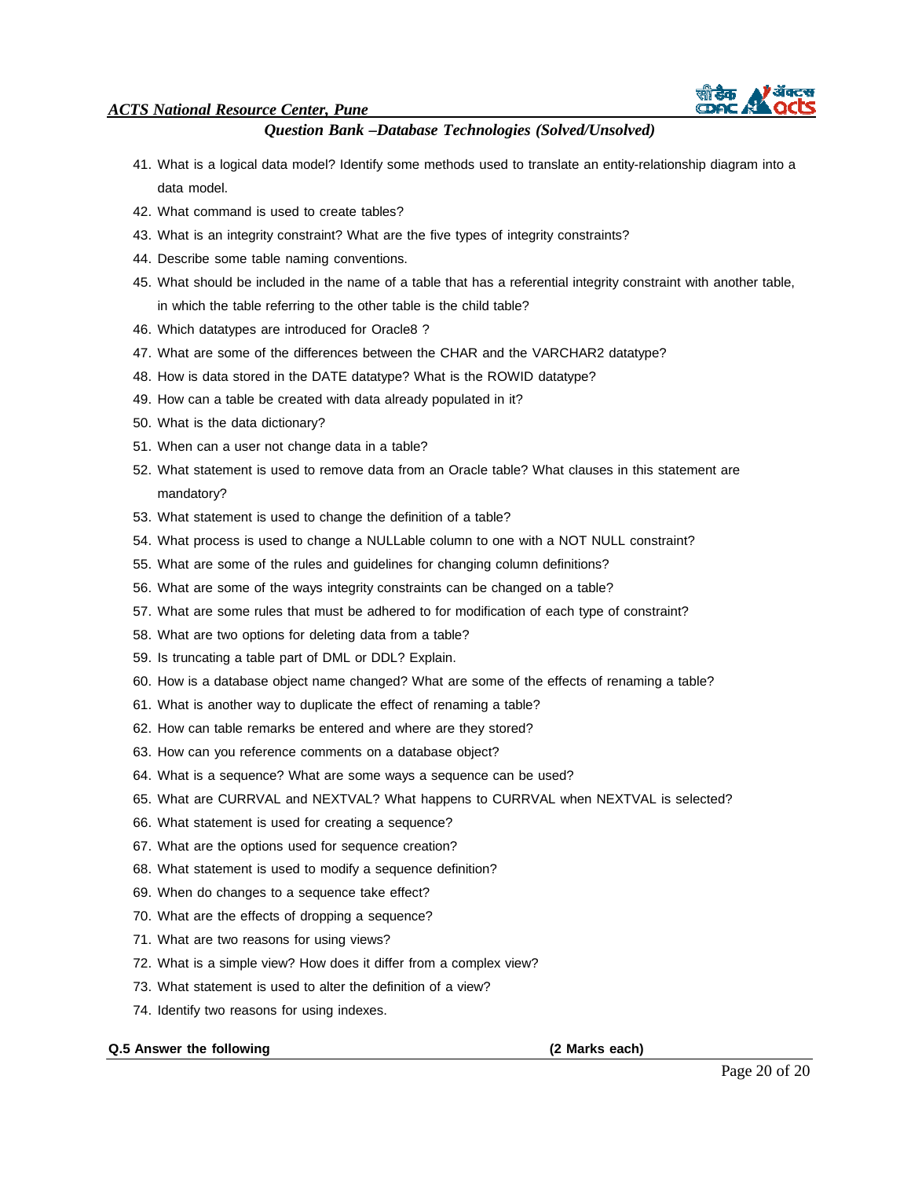41. What is a logical data model? Identify some methods used to translate an entity-relationship diagram into a data model.
42. What command is used to create tables?
43. What is an integrity constraint? What are the five types of integrity constraints?
44. Describe some table naming conventions.
45. What should be included in the name of a table that has a referential integrity constraint with another table, in which the table referring to the other table is the child table?
46. Which datatypes are introduced for Oracle8 ?
47. What are some of the differences between the CHAR and the VARCHAR2 datatype?
48. How is data stored in the DATE datatype? What is the ROWID datatype?
49. How can a table be created with data already populated in it?
50. What is the data dictionary?
51. When can a user not change data in a table?
52. What statement is used to remove data from an Oracle table? What clauses in this statement are mandatory?
53. What statement is used to change the definition of a table?
54. What process is used to change a NULLable column to one with a NOT NULL constraint?
55. What are some of the rules and guidelines for changing column definitions?
56. What are some of the ways integrity constraints can be changed on a table?
57. What are some rules that must be adhered to for modification of each type of constraint?
58. What are two options for deleting data from a table?
59. Is truncating a table part of DML or DDL? Explain.
60. How is a database object name changed? What are some of the effects of renaming a table?
61. What is another way to duplicate the effect of renaming a table?
62. How can table remarks be entered and where are they stored?
63. How can you reference comments on a database object?
64. What is a sequence? What are some ways a sequence can be used?
65. What are CURRVAL and NEXTVAL? What happens to CURRVAL when NEXTVAL is selected?
66. What statement is used for creating a sequence?
67. What are the options used for sequence creation?
68. What statement is used to modify a sequence definition?
69. When do changes to a sequence take effect?
70. What are the effects of dropping a sequence?
71. What are two reasons for using views?
72. What is a simple view? How does it differ from a complex view?
73. What statement is used to alter the definition of a view?
74. Identify two reasons for using indexes.

**Q.5 Answer the following** **(2 Marks each)**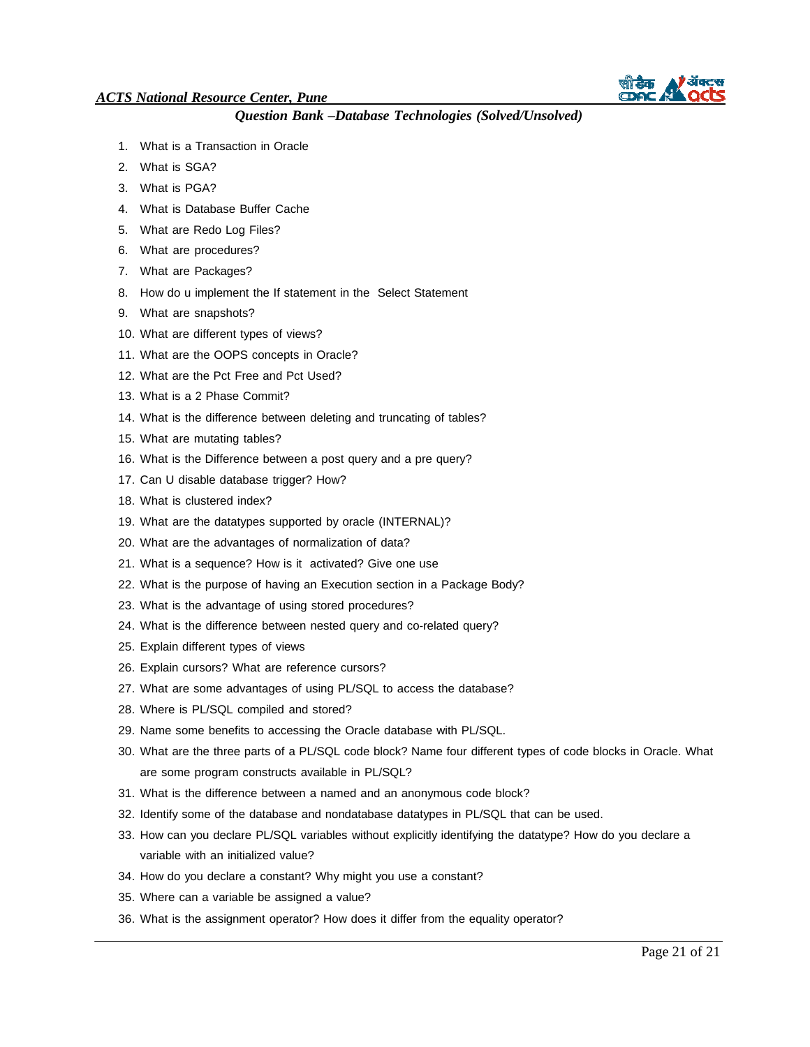1. What is a Transaction in Oracle
2. What is SGA?
3. What is PGA?
4. What is Database Buffer Cache
5. What are Redo Log Files?
6. What are procedures?
7. What are Packages?
8. How do u implement the If statement in the Select Statement
9. What are snapshots?
10. What are different types of views?
11. What are the OOPS concepts in Oracle?
12. What are the Pct Free and Pct Used?
13. What is a 2 Phase Commit?
14. What is the difference between deleting and truncating of tables?
15. What are mutating tables?
16. What is the Difference between a post query and a pre query?
17. Can U disable database trigger? How?
18. What is clustered index?
19. What are the datatypes supported by oracle (INTERNAL)?
20. What are the advantages of normalization of data?
21. What is a sequence? How is it activated? Give one use
22. What is the purpose of having an Execution section in a Package Body?
23. What is the advantage of using stored procedures?
24. What is the difference between nested query and co-related query?
25. Explain different types of views
26. Explain cursors? What are reference cursors?
27. What are some advantages of using PL/SQL to access the database?
28. Where is PL/SQL compiled and stored?
29. Name some benefits to accessing the Oracle database with PL/SQL.
30. What are the three parts of a PL/SQL code block? Name four different types of code blocks in Oracle. What are some program constructs available in PL/SQL?
31. What is the difference between a named and an anonymous code block?
32. Identify some of the database and nondatabase datatypes in PL/SQL that can be used.
33. How can you declare PL/SQL variables without explicitly identifying the datatype? How do you declare a variable with an initialized value?
34. How do you declare a constant? Why might you use a constant?
35. Where can a variable be assigned a value?
36. What is the assignment operator? How does it differ from the equality operator?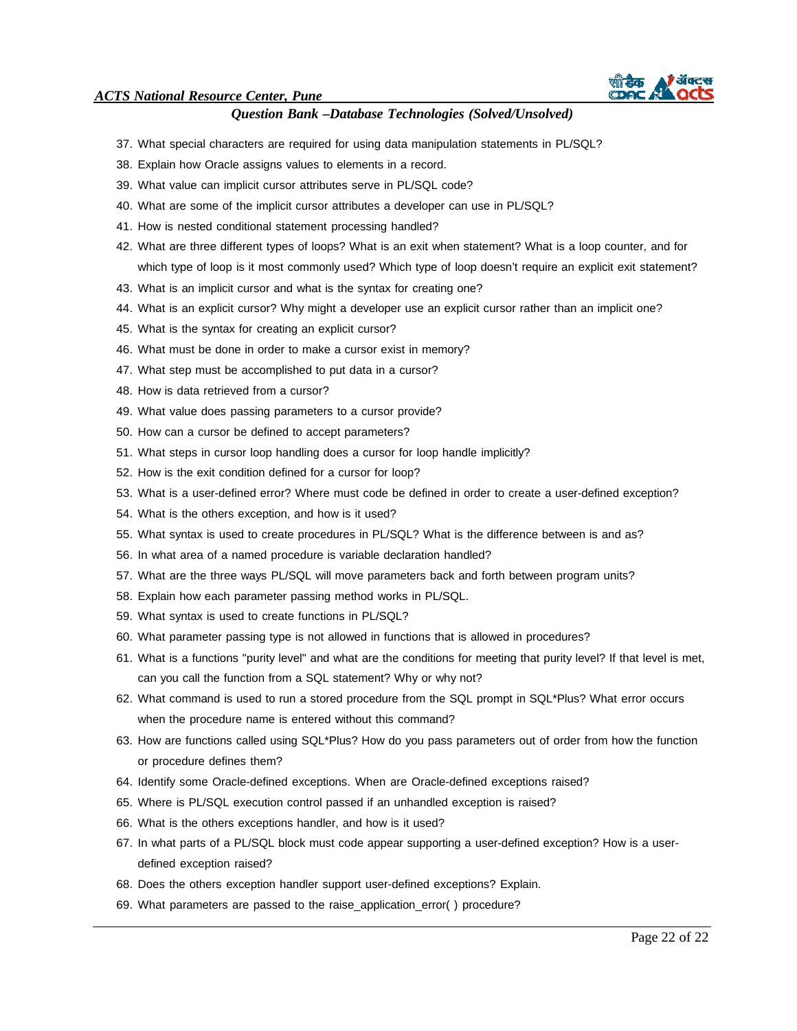37. What special characters are required for using data manipulation statements in PL/SQL?
38. Explain how Oracle assigns values to elements in a record.
39. What value can implicit cursor attributes serve in PL/SQL code?
40. What are some of the implicit cursor attributes a developer can use in PL/SQL?
41. How is nested conditional statement processing handled?
42. What are three different types of loops? What is an exit when statement? What is a loop counter, and for which type of loop is it most commonly used? Which type of loop doesn't require an explicit exit statement?
43. What is an implicit cursor and what is the syntax for creating one?
44. What is an explicit cursor? Why might a developer use an explicit cursor rather than an implicit one?
45. What is the syntax for creating an explicit cursor?
46. What must be done in order to make a cursor exist in memory?
47. What step must be accomplished to put data in a cursor?
48. How is data retrieved from a cursor?
49. What value does passing parameters to a cursor provide?
50. How can a cursor be defined to accept parameters?
51. What steps in cursor loop handling does a cursor for loop handle implicitly?
52. How is the exit condition defined for a cursor for loop?
53. What is a user-defined error? Where must code be defined in order to create a user-defined exception?
54. What is the others exception, and how is it used?
55. What syntax is used to create procedures in PL/SQL? What is the difference between is and as?
56. In what area of a named procedure is variable declaration handled?
57. What are the three ways PL/SQL will move parameters back and forth between program units?
58. Explain how each parameter passing method works in PL/SQL.
59. What syntax is used to create functions in PL/SQL?
60. What parameter passing type is not allowed in functions that is allowed in procedures?
61. What is a functions "purity level" and what are the conditions for meeting that purity level? If that level is met, can you call the function from a SQL statement? Why or why not?
62. What command is used to run a stored procedure from the SQL prompt in SQL*Plus? What error occurs when the procedure name is entered without this command?
63. How are functions called using SQL*Plus? How do you pass parameters out of order from how the function or procedure defines them?
64. Identify some Oracle-defined exceptions. When are Oracle-defined exceptions raised?
65. Where is PL/SQL execution control passed if an unhandled exception is raised?
66. What is the others exceptions handler, and how is it used?
67. In what parts of a PL/SQL block must code appear supporting a user-defined exception? How is a user-defined exception raised?
68. Does the others exception handler support user-defined exceptions? Explain.
69. What parameters are passed to the raise_application_error( ) procedure?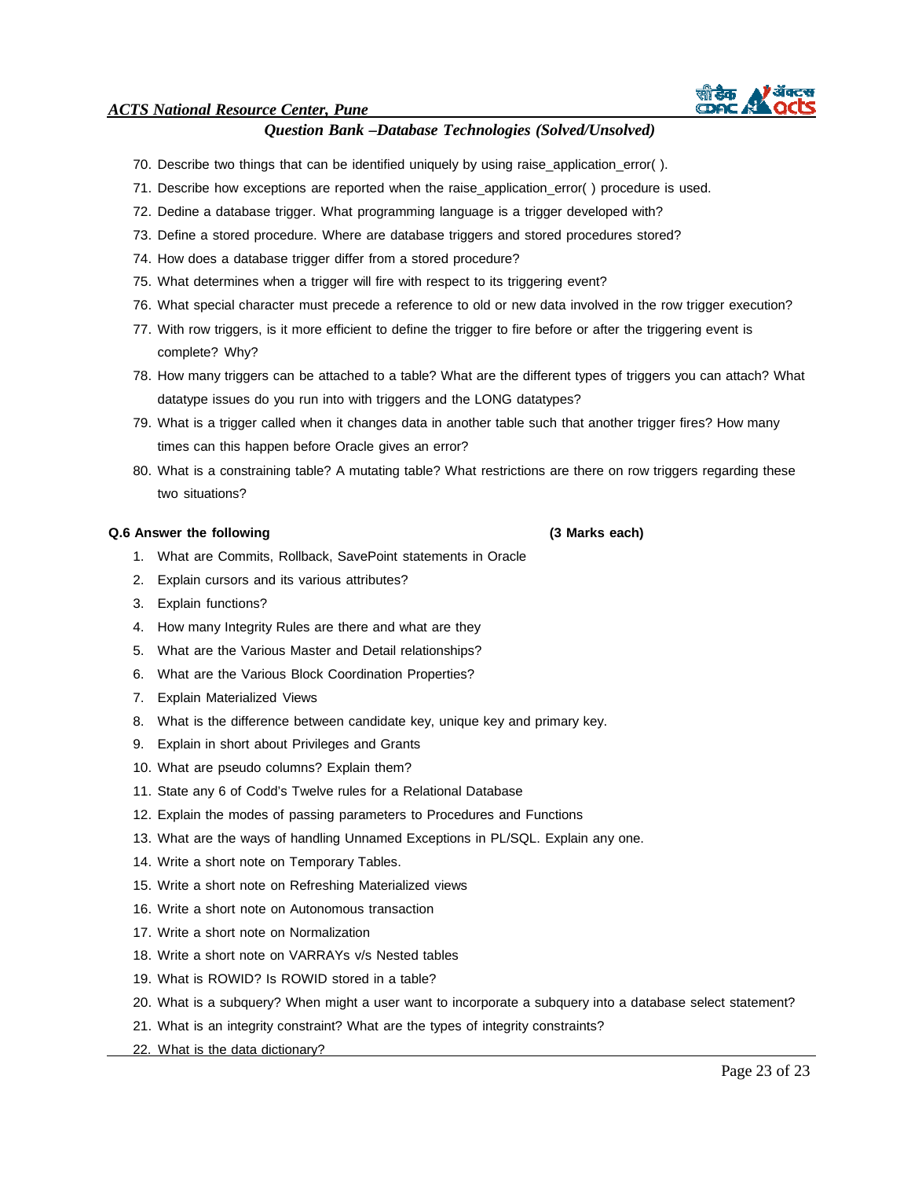70. Describe two things that can be identified uniquely by using raise_application_error( ).
71. Describe how exceptions are reported when the raise_application_error( ) procedure is used.
72. Dedine a database trigger. What programming language is a trigger developed with?
73. Define a stored procedure. Where are database triggers and stored procedures stored?
74. How does a database trigger differ from a stored procedure?
75. What determines when a trigger will fire with respect to its triggering event?
76. What special character must precede a reference to old or new data involved in the row trigger execution?
77. With row triggers, is it more efficient to define the trigger to fire before or after the triggering event is complete? Why?
78. How many triggers can be attached to a table? What are the different types of triggers you can attach? What datatype issues do you run into with triggers and the LONG datatypes?
79. What is a trigger called when it changes data in another table such that another trigger fires? How many times can this happen before Oracle gives an error?
80. What is a constraining table? A mutating table? What restrictions are there on row triggers regarding these two situations?

**Q.6 Answer the following (3 Marks each)**

1. What are Commits, Rollback, SavePoint statements in Oracle
2. Explain cursors and its various attributes?
3. Explain functions?
4. How many Integrity Rules are there and what are they
5. What are the Various Master and Detail relationships?
6. What are the Various Block Coordination Properties?
7. Explain Materialized Views
8. What is the difference between candidate key, unique key and primary key.
9. Explain in short about Privileges and Grants
10. What are pseudo columns? Explain them?
11. State any 6 of Codd's Twelve rules for a Relational Database
12. Explain the modes of passing parameters to Procedures and Functions
13. What are the ways of handling Unnamed Exceptions in PL/SQL. Explain any one.
14. Write a short note on Temporary Tables.
15. Write a short note on Refreshing Materialized views
16. Write a short note on Autonomous transaction
17. Write a short note on Normalization
18. Write a short note on VARRAYs v/s Nested tables
19. What is ROWID? Is ROWID stored in a table?
20. What is a subquery? When might a user want to incorporate a subquery into a database select statement?
21. What is an integrity constraint? What are the types of integrity constraints?
22. What is the data dictionary?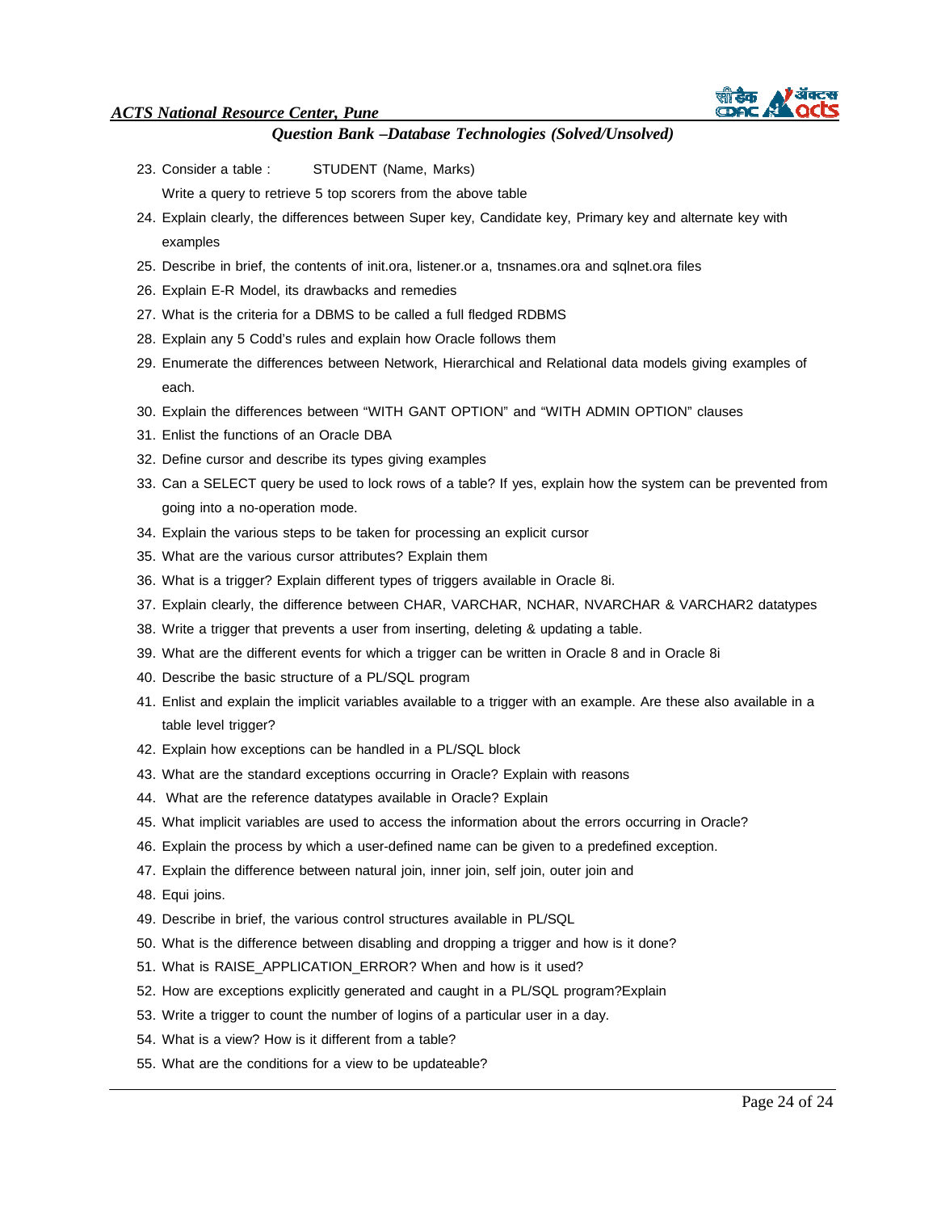23. Consider a table : STUDENT (Name, Marks)

    Write a query to retrieve 5 top scorers from the above table
24. Explain clearly, the differences between Super key, Candidate key, Primary key and alternate key with examples
25. Describe in brief, the contents of init.ora, listener.or a, tnsnames.ora and sqlnet.ora files
26. Explain E-R Model, its drawbacks and remedies
27. What is the criteria for a DBMS to be called a full fledged RDBMS
28. Explain any 5 Codd's rules and explain how Oracle follows them
29. Enumerate the differences between Network, Hierarchical and Relational data models giving examples of each.
30. Explain the differences between "WITH GANT OPTION" and "WITH ADMIN OPTION" clauses
31. Enlist the functions of an Oracle DBA
32. Define cursor and describe its types giving examples
33. Can a SELECT query be used to lock rows of a table? If yes, explain how the system can be prevented from going into a no-operation mode.
34. Explain the various steps to be taken for processing an explicit cursor
35. What are the various cursor attributes? Explain them
36. What is a trigger? Explain different types of triggers available in Oracle 8i.
37. Explain clearly, the difference between CHAR, VARCHAR, NCHAR, NVARCHAR & VARCHAR2 datatypes
38. Write a trigger that prevents a user from inserting, deleting & updating a table.
39. What are the different events for which a trigger can be written in Oracle 8 and in Oracle 8i
40. Describe the basic structure of a PL/SQL program
41. Enlist and explain the implicit variables available to a trigger with an example. Are these also available in a table level trigger?
42. Explain how exceptions can be handled in a PL/SQL block
43. What are the standard exceptions occurring in Oracle? Explain with reasons
44. What are the reference datatypes available in Oracle? Explain
45. What implicit variables are used to access the information about the errors occurring in Oracle?
46. Explain the process by which a user-defined name can be given to a predefined exception.
47. Explain the difference between natural join, inner join, self join, outer join and
48. Equi joins.
49. Describe in brief, the various control structures available in PL/SQL
50. What is the difference between disabling and dropping a trigger and how is it done?
51. What is RAISE_APPLICATION_ERROR? When and how is it used?
52. How are exceptions explicitly generated and caught in a PL/SQL program?Explain
53. Write a trigger to count the number of logins of a particular user in a day.
54. What is a view? How is it different from a table?
55. What are the conditions for a view to be updateable?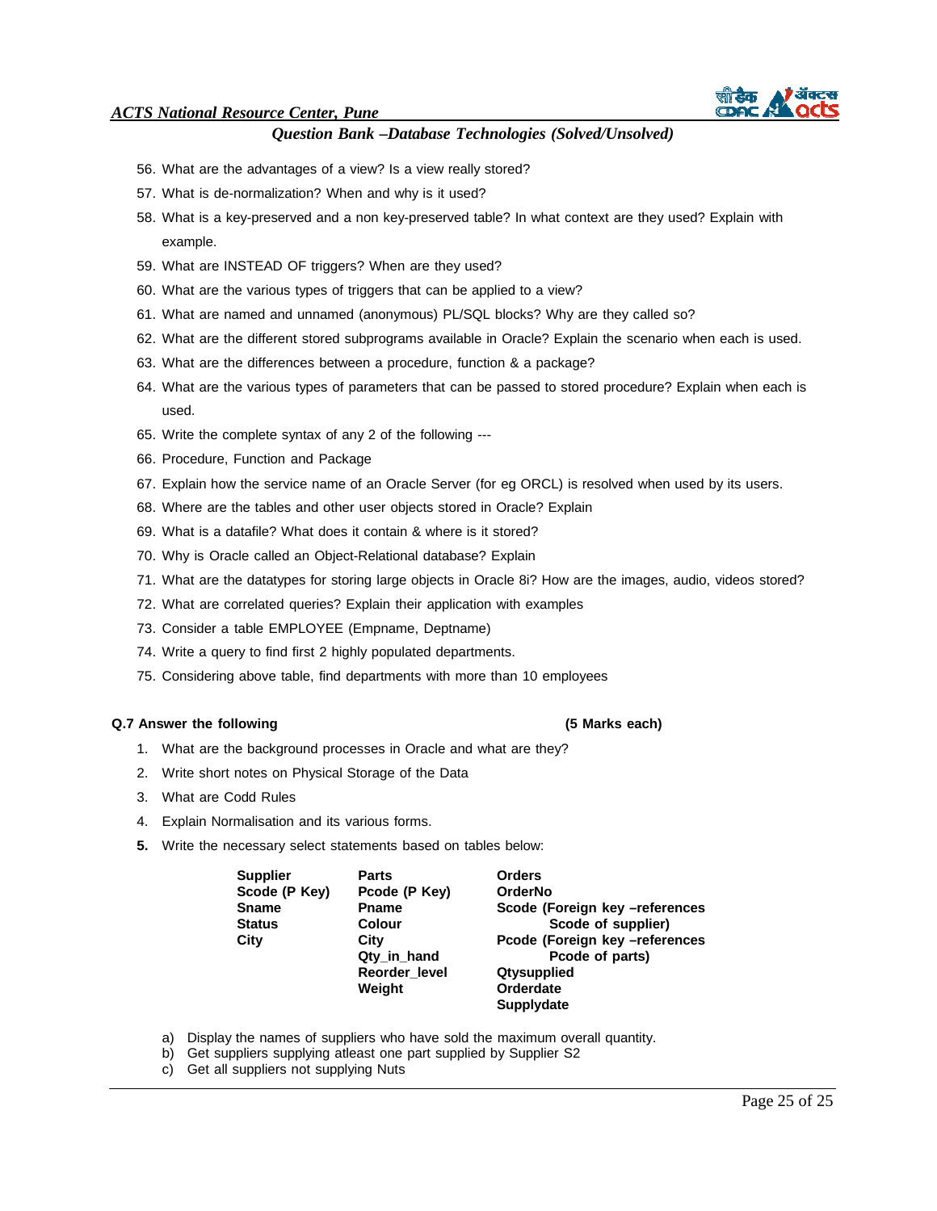56. What are the advantages of a view? Is a view really stored?
57. What is de-normalization? When and why is it used?
58. What is a key-preserved and a non key-preserved table? In what context are they used? Explain with example.
59. What are INSTEAD OF triggers? When are they used?
60. What are the various types of triggers that can be applied to a view?
61. What are named and unnamed (anonymous) PL/SQL blocks? Why are they called so?
62. What are the different stored subprograms available in Oracle? Explain the scenario when each is used.
63. What are the differences between a procedure, function & a package?
64. What are the various types of parameters that can be passed to stored procedure? Explain when each is used.
65. Write the complete syntax of any 2 of the following ---
66. Procedure, Function and Package
67. Explain how the service name of an Oracle Server (for eg ORCL) is resolved when used by its users.
68. Where are the tables and other user objects stored in Oracle? Explain
69. What is a datafile? What does it contain & where is it stored?
70. Why is Oracle called an Object-Relational database? Explain
71. What are the datatypes for storing large objects in Oracle 8i? How are the images, audio, videos stored?
72. What are correlated queries? Explain their application with examples
73. Consider a table EMPLOYEE (Empname, Deptname)
74. Write a query to find first 2 highly populated departments.
75. Considering above table, find departments with more than 10 employees

**Q.7 Answer the following (5 Marks each)**

1. What are the background processes in Oracle and what are they?
2. Write short notes on Physical Storage of the Data
3. What are Codd Rules
4. Explain Normalisation and its various forms.
5. Write the necessary select statements based on tables below:

| Supplier | Parts | Orders |
|---|---|---|
| Scode (P Key) | Pcode (P Key) | OrderNo |
| Sname | Pname | Scode (Foreign key –references Scode of supplier) |
| Status | Colour | Pcode (Foreign key –references Pcode of parts) |
| City | City | Qtysupplied |
| | Qty_in_hand | Orderdate |
| | Reorder_level | Supplydate |
| | Weight | |

a) Display the names of suppliers who have sold the maximum overall quantity.
b) Get suppliers supplying atleast one part supplied by Supplier S2
c) Get all suppliers not supplying Nuts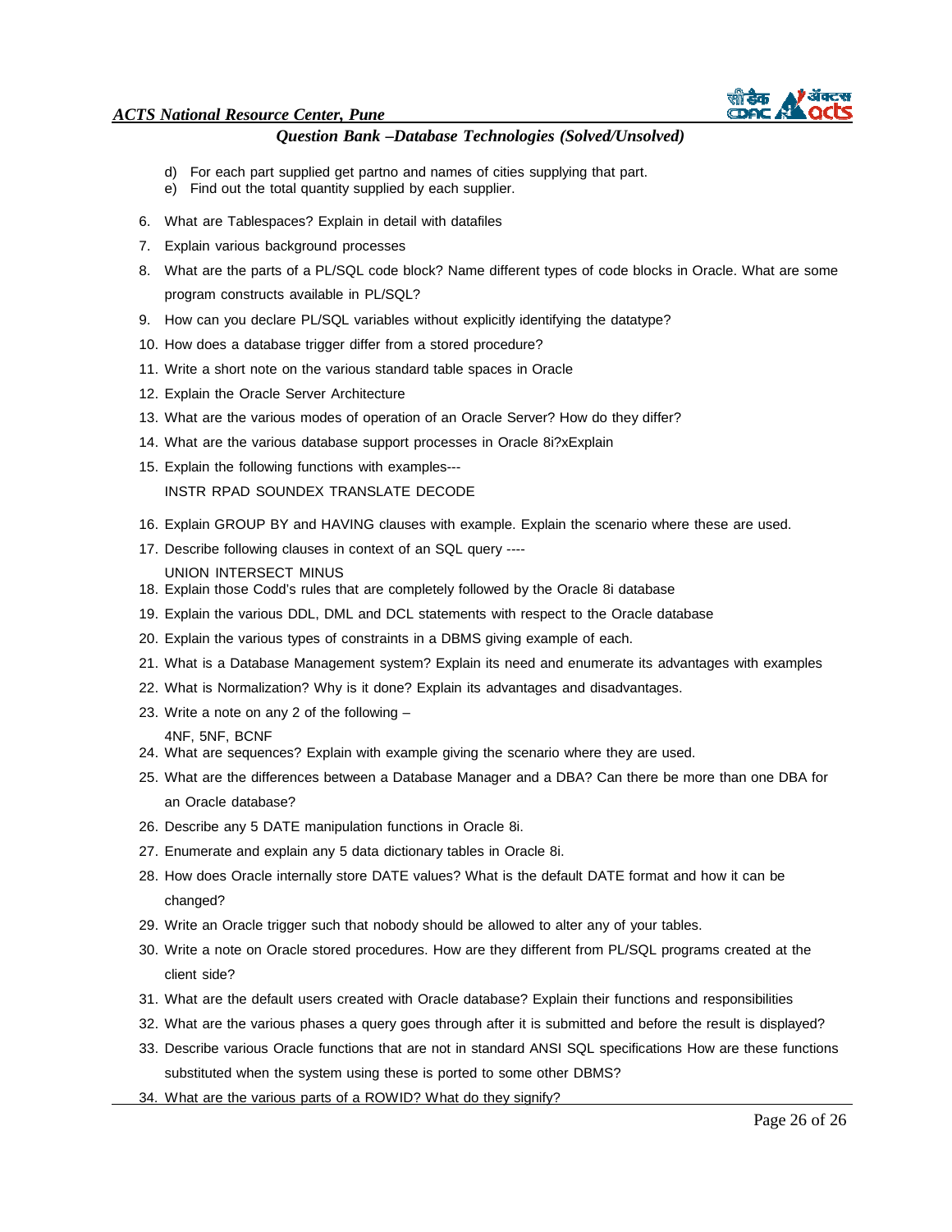d) For each part supplied get partno and names of cities supplying that part.
e) Find out the total quantity supplied by each supplier.

6. What are Tablespaces? Explain in detail with datafiles
7. Explain various background processes
8. What are the parts of a PL/SQL code block? Name different types of code blocks in Oracle. What are some program constructs available in PL/SQL?
9. How can you declare PL/SQL variables without explicitly identifying the datatype?
10. How does a database trigger differ from a stored procedure?
11. Write a short note on the various standard table spaces in Oracle
12. Explain the Oracle Server Architecture
13. What are the various modes of operation of an Oracle Server? How do they differ?
14. What are the various database support processes in Oracle 8i?xExplain
15. Explain the following functions with examples---
    INSTR RPAD SOUNDEX TRANSLATE DECODE
16. Explain GROUP BY and HAVING clauses with example. Explain the scenario where these are used.
17. Describe following clauses in context of an SQL query ----
    UNION INTERSECT MINUS
18. Explain those Codd's rules that are completely followed by the Oracle 8i database
19. Explain the various DDL, DML and DCL statements with respect to the Oracle database
20. Explain the various types of constraints in a DBMS giving example of each.
21. What is a Database Management system? Explain its need and enumerate its advantages with examples
22. What is Normalization? Why is it done? Explain its advantages and disadvantages.
23. Write a note on any 2 of the following –
    4NF, 5NF, BCNF
24. What are sequences? Explain with example giving the scenario where they are used.
25. What are the differences between a Database Manager and a DBA? Can there be more than one DBA for an Oracle database?
26. Describe any 5 DATE manipulation functions in Oracle 8i.
27. Enumerate and explain any 5 data dictionary tables in Oracle 8i.
28. How does Oracle internally store DATE values? What is the default DATE format and how it can be changed?
29. Write an Oracle trigger such that nobody should be allowed to alter any of your tables.
30. Write a note on Oracle stored procedures. How are they different from PL/SQL programs created at the client side?
31. What are the default users created with Oracle database? Explain their functions and responsibilities
32. What are the various phases a query goes through after it is submitted and before the result is displayed?
33. Describe various Oracle functions that are not in standard ANSI SQL specifications How are these functions substituted when the system using these is ported to some other DBMS?
34. What are the various parts of a ROWID? What do they signify?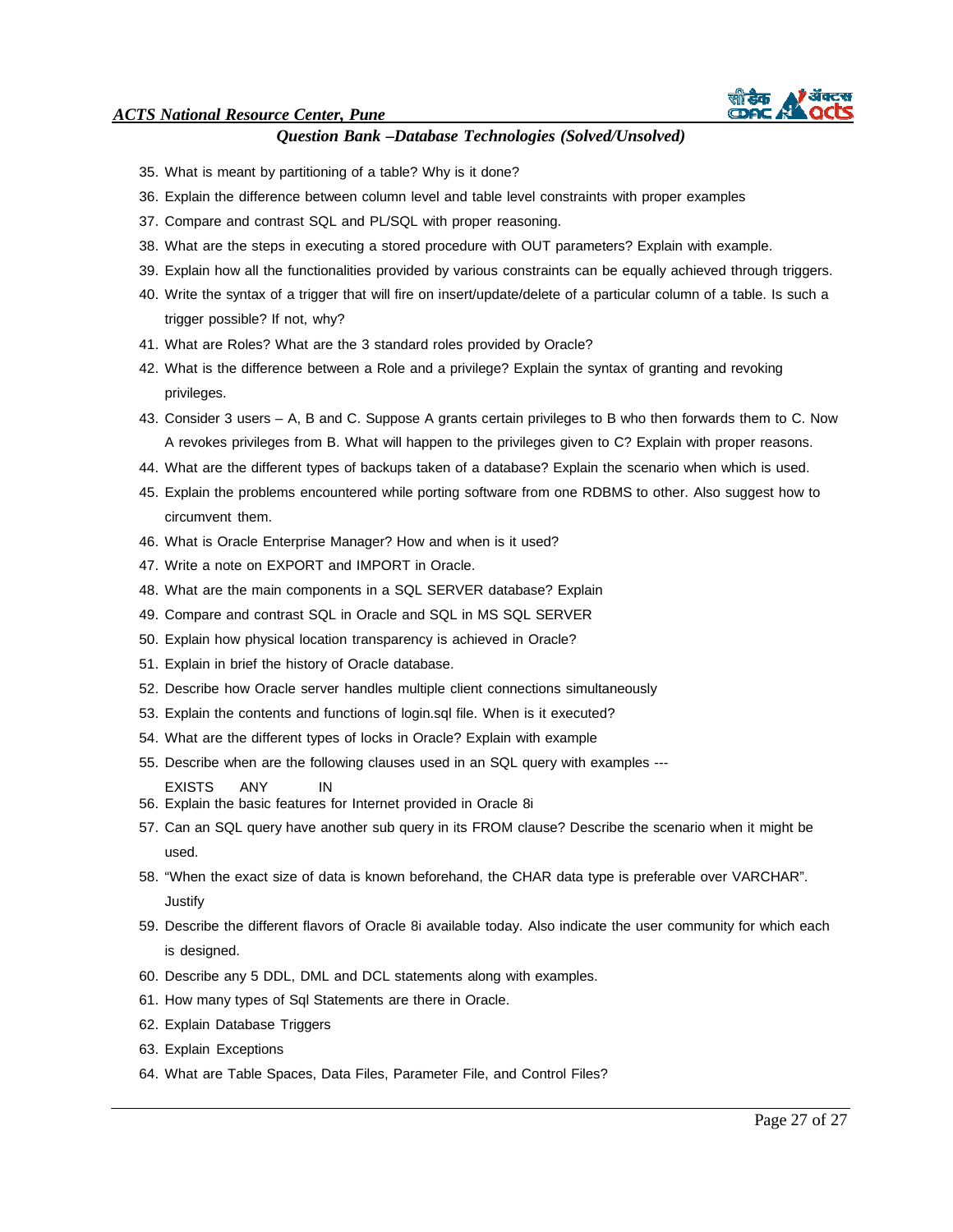35. What is meant by partitioning of a table? Why is it done?
36. Explain the difference between column level and table level constraints with proper examples
37. Compare and contrast SQL and PL/SQL with proper reasoning.
38. What are the steps in executing a stored procedure with OUT parameters? Explain with example.
39. Explain how all the functionalities provided by various constraints can be equally achieved through triggers.
40. Write the syntax of a trigger that will fire on insert/update/delete of a particular column of a table. Is such a trigger possible? If not, why?
41. What are Roles? What are the 3 standard roles provided by Oracle?
42. What is the difference between a Role and a privilege? Explain the syntax of granting and revoking privileges.
43. Consider 3 users – A, B and C. Suppose A grants certain privileges to B who then forwards them to C. Now A revokes privileges from B. What will happen to the privileges given to C? Explain with proper reasons.
44. What are the different types of backups taken of a database? Explain the scenario when which is used.
45. Explain the problems encountered while porting software from one RDBMS to other. Also suggest how to circumvent them.
46. What is Oracle Enterprise Manager? How and when is it used?
47. Write a note on EXPORT and IMPORT in Oracle.
48. What are the main components in a SQL SERVER database? Explain
49. Compare and contrast SQL in Oracle and SQL in MS SQL SERVER
50. Explain how physical location transparency is achieved in Oracle?
51. Explain in brief the history of Oracle database.
52. Describe how Oracle server handles multiple client connections simultaneously
53. Explain the contents and functions of login.sql file. When is it executed?
54. What are the different types of locks in Oracle? Explain with example
55. Describe when are the following clauses used in an SQL query with examples ---
    EXISTS ANY IN
56. Explain the basic features for Internet provided in Oracle 8i
57. Can an SQL query have another sub query in its FROM clause? Describe the scenario when it might be used.
58. "When the exact size of data is known beforehand, the CHAR data type is preferable over VARCHAR". Justify
59. Describe the different flavors of Oracle 8i available today. Also indicate the user community for which each is designed.
60. Describe any 5 DDL, DML and DCL statements along with examples.
61. How many types of Sql Statements are there in Oracle.
62. Explain Database Triggers
63. Explain Exceptions
64. What are Table Spaces, Data Files, Parameter File, and Control Files?